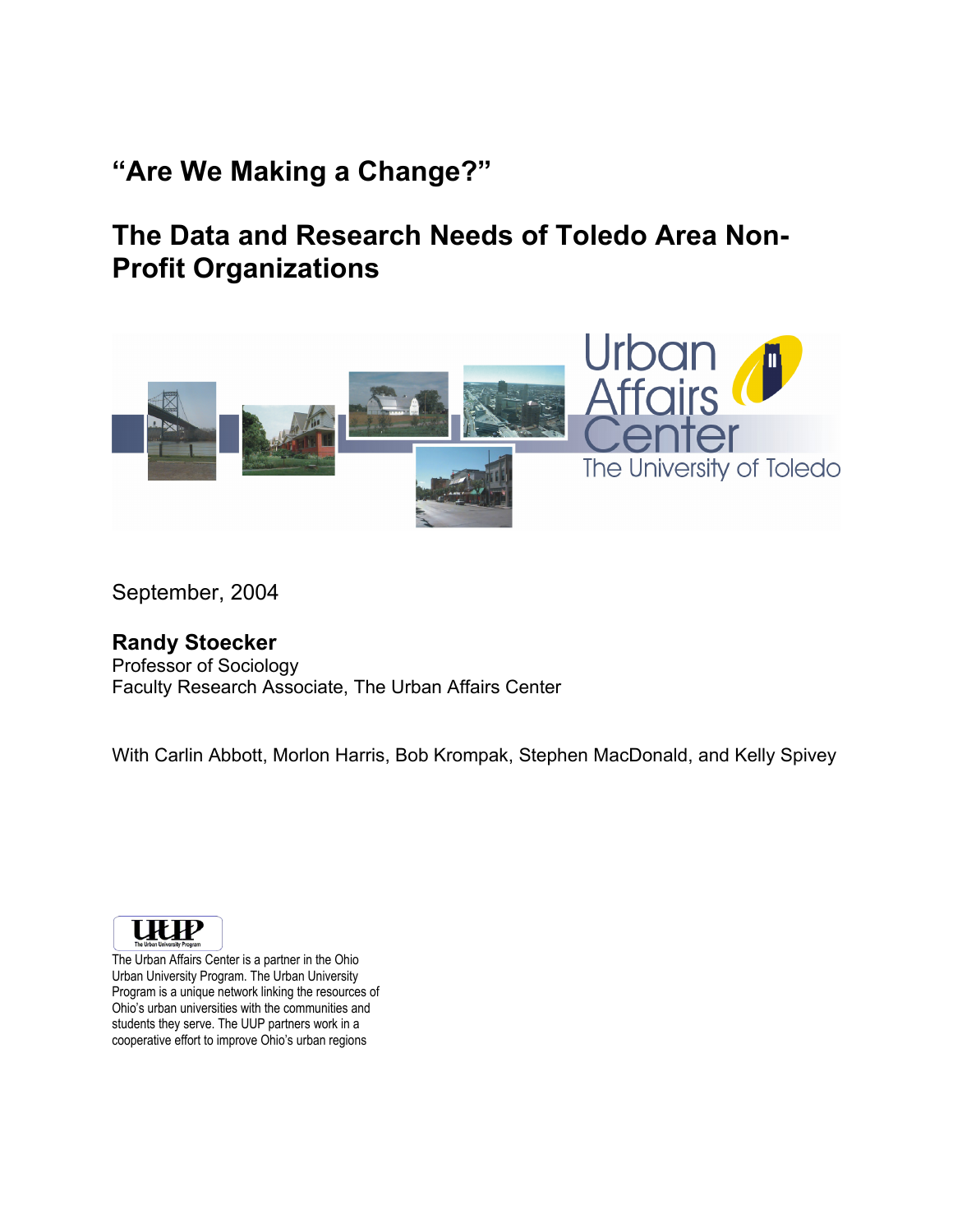# "Are We Making a Change?"

# The Data and Research Needs of Toledo Area Non-Profit Organizations

Urban Affairs Center
The University of Toledo

September, 2004

**Randy Stoecker**
Professor of Sociology
Faculty Research Associate, The Urban Affairs Center

With Carlin Abbott, Morlon Harris, Bob Krompak, Stephen MacDonald, and Kelly Spivey

UUP
The Urban University Program

The Urban Affairs Center is a partner in the Ohio Urban University Program. The Urban University Program is a unique network linking the resources of Ohio's urban universities with the communities and students they serve. The UUP partners work in a cooperative effort to improve Ohio's urban regions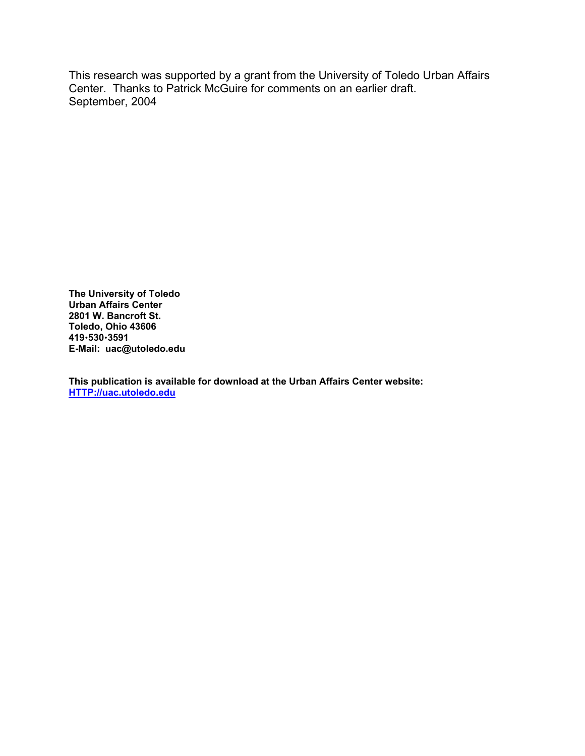This research was supported by a grant from the University of Toledo Urban Affairs Center. Thanks to Patrick McGuire for comments on an earlier draft.
September, 2004

**The University of Toledo**
**Urban Affairs Center**
**2801 W. Bancroft St.**
**Toledo, Ohio 43606**
**419•530•3591**
**E-Mail: uac@utoledo.edu**

**This publication is available for download at the Urban Affairs Center website:**
**[HTTP://uac.utoledo.edu](HTTP://uac.utoledo.edu)**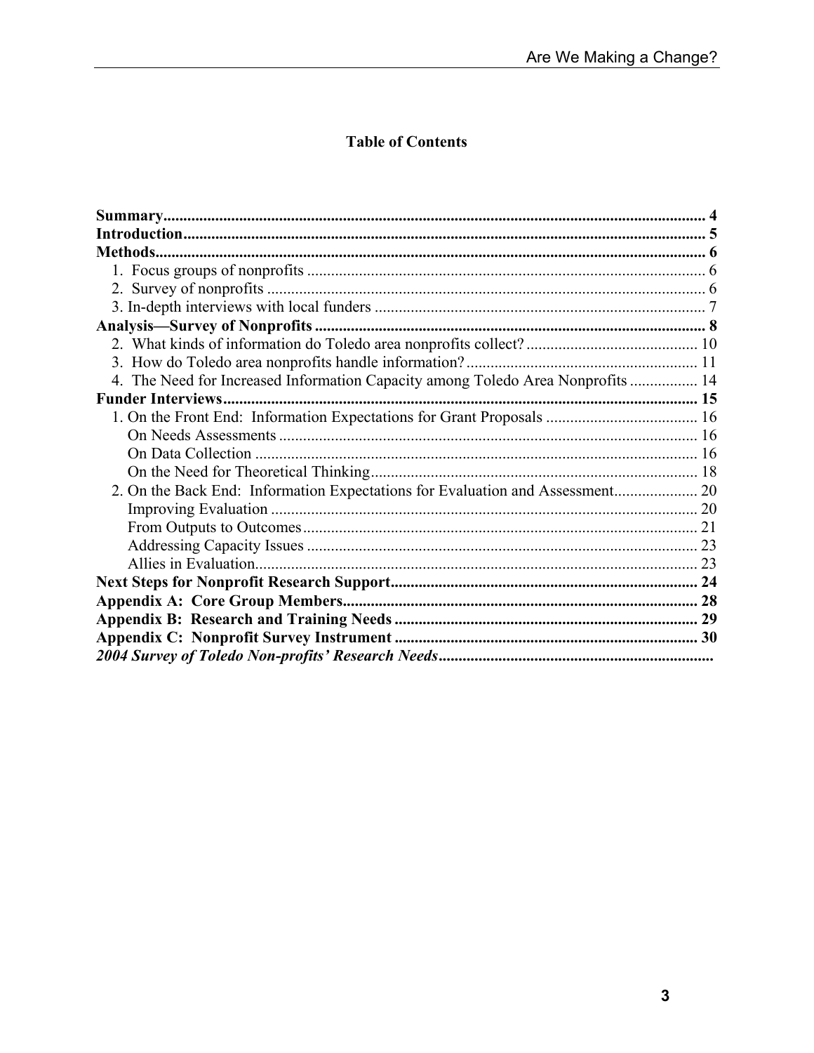# Table of Contents

**Summary** ..... 4
**Introduction** ..... 5
**Methods** ..... 6
- 1. Focus groups of nonprofits ..... 6
- 2. Survey of nonprofits ..... 6
- 3. In-depth interviews with local funders ..... 7

**Analysis—Survey of Nonprofits** ..... 8
- 2. What kinds of information do Toledo area nonprofits collect? ..... 10
- 3. How do Toledo area nonprofits handle information? ..... 11
- 4. The Need for Increased Information Capacity among Toledo Area Nonprofits ..... 14

**Funder Interviews** ..... 15
- 1. On the Front End: Information Expectations for Grant Proposals ..... 16
  - On Needs Assessments ..... 16
  - On Data Collection ..... 16
  - On the Need for Theoretical Thinking ..... 18
- 2. On the Back End: Information Expectations for Evaluation and Assessment ..... 20
  - Improving Evaluation ..... 20
  - From Outputs to Outcomes ..... 21
  - Addressing Capacity Issues ..... 23
  - Allies in Evaluation ..... 23

**Next Steps for Nonprofit Research Support** ..... 24
**Appendix A: Core Group Members** ..... 28
**Appendix B: Research and Training Needs** ..... 29
**Appendix C: Nonprofit Survey Instrument** ..... 30
***2004 Survey of Toledo Non-profits' Research Needs*** .....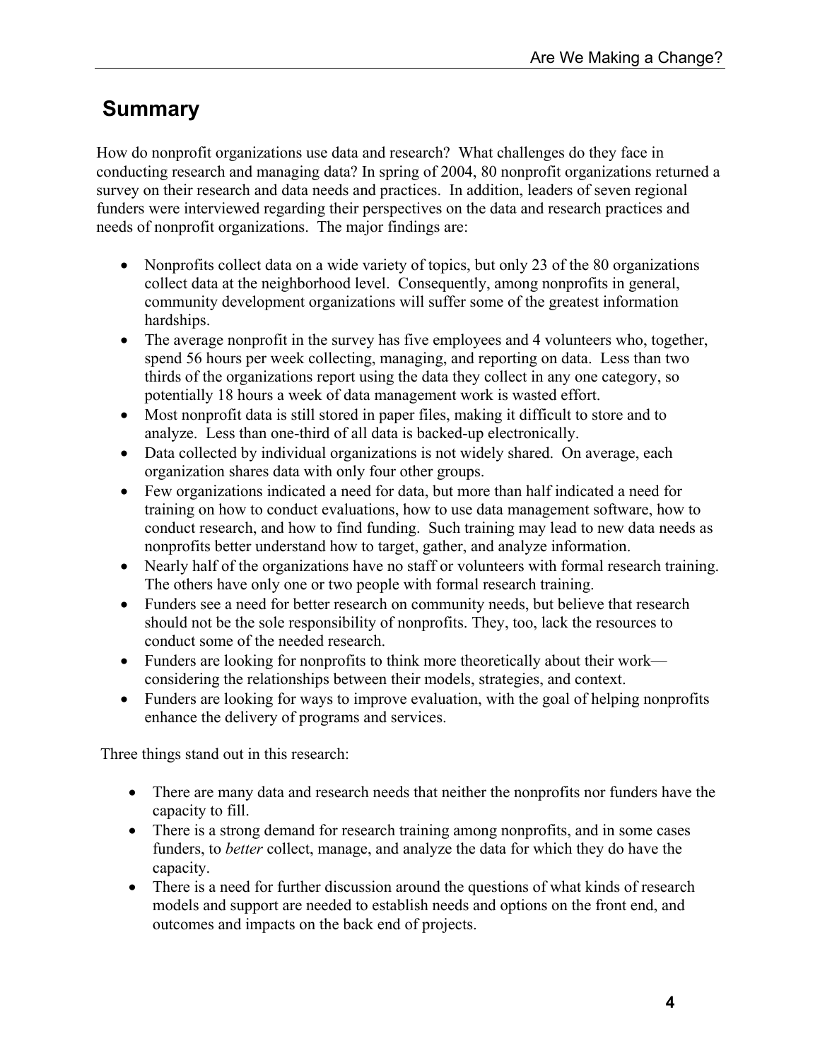# Summary

How do nonprofit organizations use data and research? What challenges do they face in conducting research and managing data? In spring of 2004, 80 nonprofit organizations returned a survey on their research and data needs and practices. In addition, leaders of seven regional funders were interviewed regarding their perspectives on the data and research practices and needs of nonprofit organizations. The major findings are:

- Nonprofits collect data on a wide variety of topics, but only 23 of the 80 organizations collect data at the neighborhood level. Consequently, among nonprofits in general, community development organizations will suffer some of the greatest information hardships.
- The average nonprofit in the survey has five employees and 4 volunteers who, together, spend 56 hours per week collecting, managing, and reporting on data. Less than two thirds of the organizations report using the data they collect in any one category, so potentially 18 hours a week of data management work is wasted effort.
- Most nonprofit data is still stored in paper files, making it difficult to store and to analyze. Less than one-third of all data is backed-up electronically.
- Data collected by individual organizations is not widely shared. On average, each organization shares data with only four other groups.
- Few organizations indicated a need for data, but more than half indicated a need for training on how to conduct evaluations, how to use data management software, how to conduct research, and how to find funding. Such training may lead to new data needs as nonprofits better understand how to target, gather, and analyze information.
- Nearly half of the organizations have no staff or volunteers with formal research training. The others have only one or two people with formal research training.
- Funders see a need for better research on community needs, but believe that research should not be the sole responsibility of nonprofits. They, too, lack the resources to conduct some of the needed research.
- Funders are looking for nonprofits to think more theoretically about their work—considering the relationships between their models, strategies, and context.
- Funders are looking for ways to improve evaluation, with the goal of helping nonprofits enhance the delivery of programs and services.

Three things stand out in this research:

- There are many data and research needs that neither the nonprofits nor funders have the capacity to fill.
- There is a strong demand for research training among nonprofits, and in some cases funders, to *better* collect, manage, and analyze the data for which they do have the capacity.
- There is a need for further discussion around the questions of what kinds of research models and support are needed to establish needs and options on the front end, and outcomes and impacts on the back end of projects.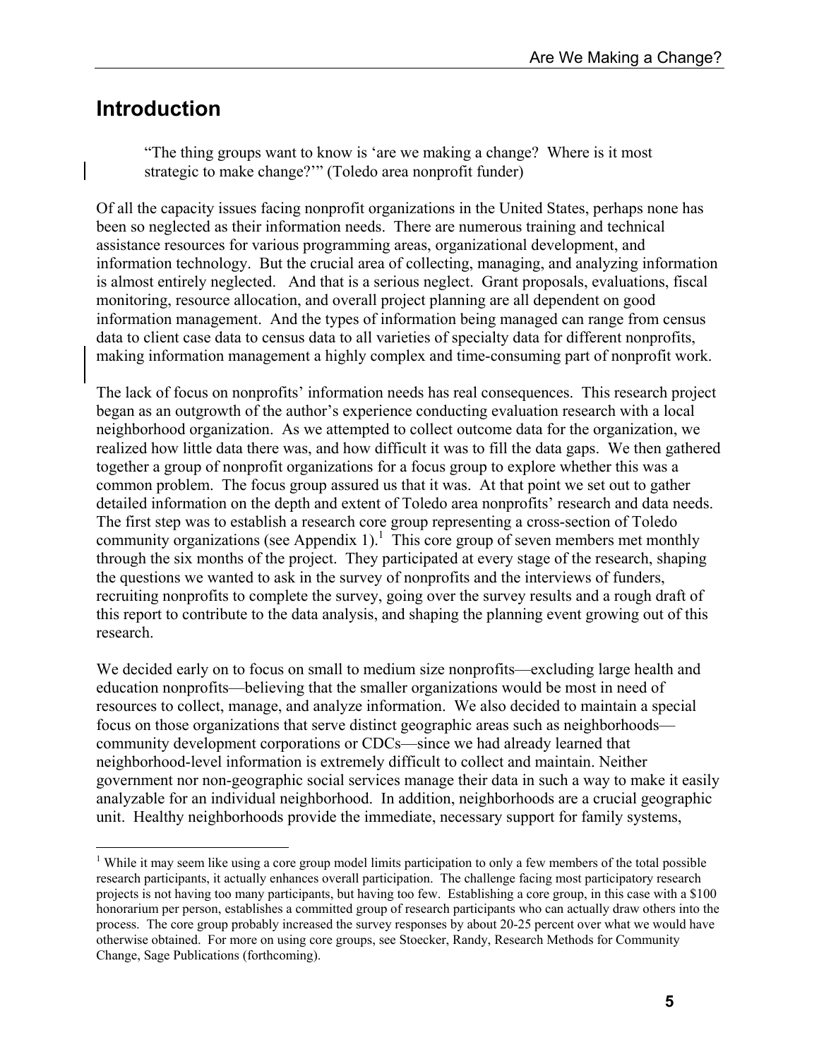# Introduction

> "The thing groups want to know is 'are we making a change? Where is it most strategic to make change?'" (Toledo area nonprofit funder)

Of all the capacity issues facing nonprofit organizations in the United States, perhaps none has been so neglected as their information needs. There are numerous training and technical assistance resources for various programming areas, organizational development, and information technology. But the crucial area of collecting, managing, and analyzing information is almost entirely neglected. And that is a serious neglect. Grant proposals, evaluations, fiscal monitoring, resource allocation, and overall project planning are all dependent on good information management. And the types of information being managed can range from census data to client case data to census data to all varieties of specialty data for different nonprofits, making information management a highly complex and time-consuming part of nonprofit work.

The lack of focus on nonprofits' information needs has real consequences. This research project began as an outgrowth of the author's experience conducting evaluation research with a local neighborhood organization. As we attempted to collect outcome data for the organization, we realized how little data there was, and how difficult it was to fill the data gaps. We then gathered together a group of nonprofit organizations for a focus group to explore whether this was a common problem. The focus group assured us that it was. At that point we set out to gather detailed information on the depth and extent of Toledo area nonprofits' research and data needs. The first step was to establish a research core group representing a cross-section of Toledo community organizations (see Appendix 1).[1] This core group of seven members met monthly through the six months of the project. They participated at every stage of the research, shaping the questions we wanted to ask in the survey of nonprofits and the interviews of funders, recruiting nonprofits to complete the survey, going over the survey results and a rough draft of this report to contribute to the data analysis, and shaping the planning event growing out of this research.

We decided early on to focus on small to medium size nonprofits—excluding large health and education nonprofits—believing that the smaller organizations would be most in need of resources to collect, manage, and analyze information. We also decided to maintain a special focus on those organizations that serve distinct geographic areas such as neighborhoods—community development corporations or CDCs—since we had already learned that neighborhood-level information is extremely difficult to collect and maintain. Neither government nor non-geographic social services manage their data in such a way to make it easily analyzable for an individual neighborhood. In addition, neighborhoods are a crucial geographic unit. Healthy neighborhoods provide the immediate, necessary support for family systems,

---

[1] While it may seem like using a core group model limits participation to only a few members of the total possible research participants, it actually enhances overall participation. The challenge facing most participatory research projects is not having too many participants, but having too few. Establishing a core group, in this case with a $100 honorarium per person, establishes a committed group of research participants who can actually draw others into the process. The core group probably increased the survey responses by about 20-25 percent over what we would have otherwise obtained. For more on using core groups, see Stoecker, Randy, Research Methods for Community Change, Sage Publications (forthcoming).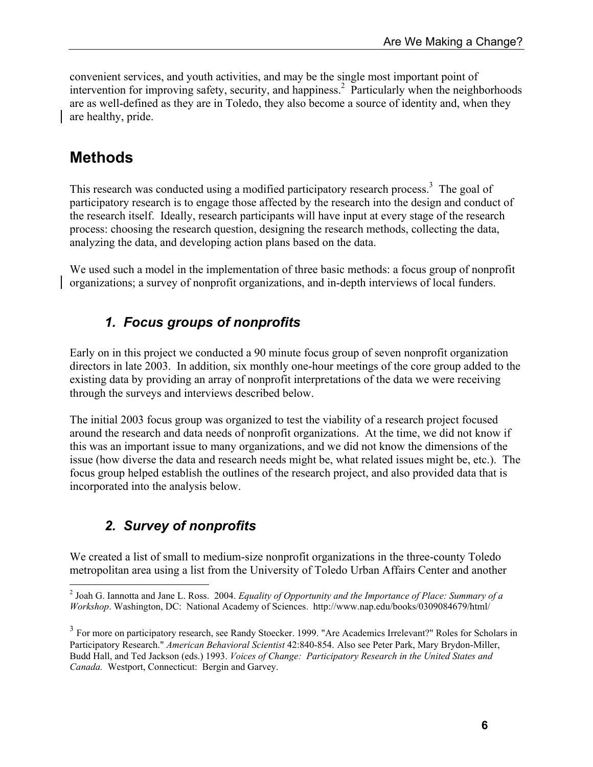convenient services, and youth activities, and may be the single most important point of intervention for improving safety, security, and happiness.[2] Particularly when the neighborhoods are as well-defined as they are in Toledo, they also become a source of identity and, when they are healthy, pride.

## Methods

This research was conducted using a modified participatory research process.[3] The goal of participatory research is to engage those affected by the research into the design and conduct of the research itself. Ideally, research participants will have input at every stage of the research process: choosing the research question, designing the research methods, collecting the data, analyzing the data, and developing action plans based on the data.

We used such a model in the implementation of three basic methods: a focus group of nonprofit organizations; a survey of nonprofit organizations, and in-depth interviews of local funders.

### *1. Focus groups of nonprofits*

Early on in this project we conducted a 90 minute focus group of seven nonprofit organization directors in late 2003. In addition, six monthly one-hour meetings of the core group added to the existing data by providing an array of nonprofit interpretations of the data we were receiving through the surveys and interviews described below.

The initial 2003 focus group was organized to test the viability of a research project focused around the research and data needs of nonprofit organizations. At the time, we did not know if this was an important issue to many organizations, and we did not know the dimensions of the issue (how diverse the data and research needs might be, what related issues might be, etc.). The focus group helped establish the outlines of the research project, and also provided data that is incorporated into the analysis below.

### *2. Survey of nonprofits*

We created a list of small to medium-size nonprofit organizations in the three-county Toledo metropolitan area using a list from the University of Toledo Urban Affairs Center and another

---

[2] Joah G. Iannotta and Jane L. Ross. 2004. *Equality of Opportunity and the Importance of Place: Summary of a Workshop*. Washington, DC: National Academy of Sciences. http://www.nap.edu/books/0309084679/html/

[3] For more on participatory research, see Randy Stoecker. 1999. "Are Academics Irrelevant?" Roles for Scholars in Participatory Research." *American Behavioral Scientist* 42:840-854. Also see Peter Park, Mary Brydon-Miller, Budd Hall, and Ted Jackson (eds.) 1993. *Voices of Change: Participatory Research in the United States and Canada.* Westport, Connecticut: Bergin and Garvey.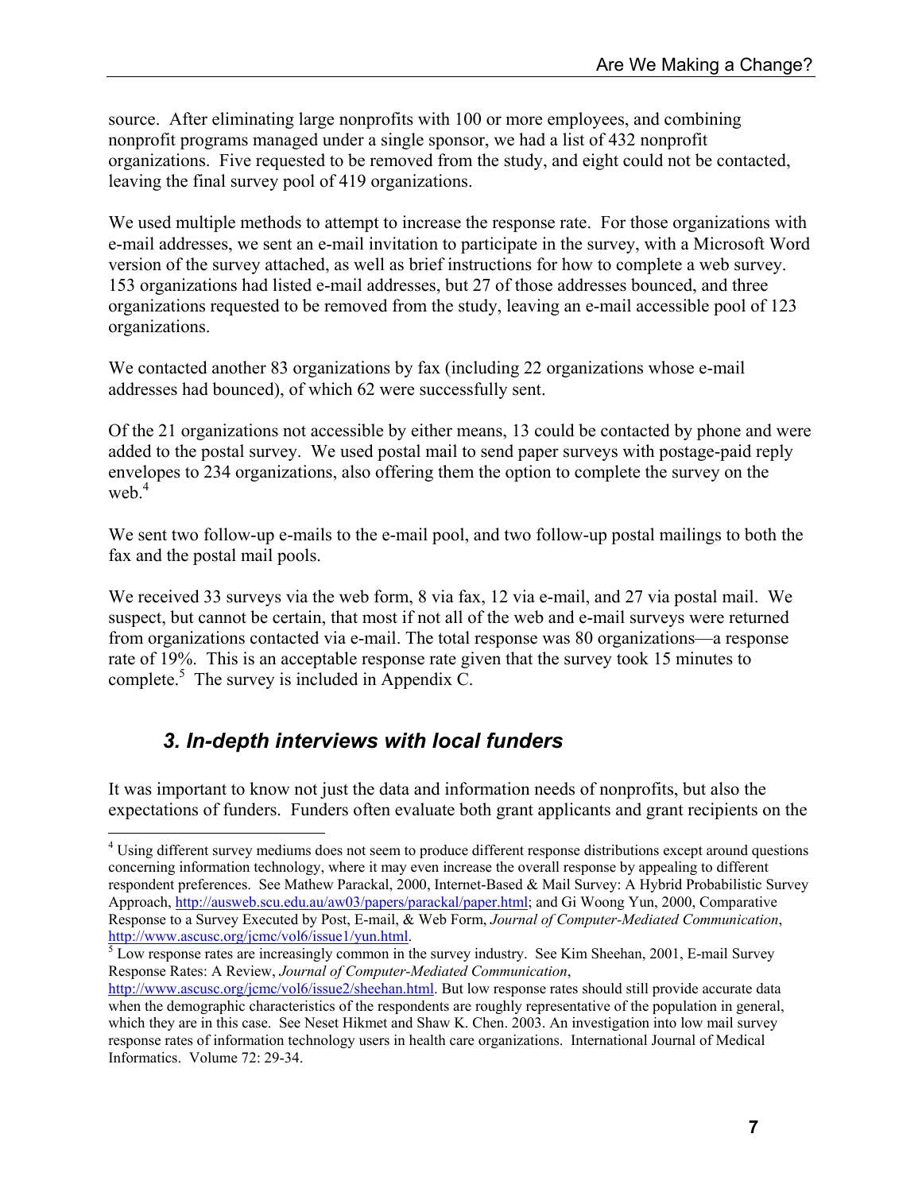source. After eliminating large nonprofits with 100 or more employees, and combining nonprofit programs managed under a single sponsor, we had a list of 432 nonprofit organizations. Five requested to be removed from the study, and eight could not be contacted, leaving the final survey pool of 419 organizations.

We used multiple methods to attempt to increase the response rate. For those organizations with e-mail addresses, we sent an e-mail invitation to participate in the survey, with a Microsoft Word version of the survey attached, as well as brief instructions for how to complete a web survey. 153 organizations had listed e-mail addresses, but 27 of those addresses bounced, and three organizations requested to be removed from the study, leaving an e-mail accessible pool of 123 organizations.

We contacted another 83 organizations by fax (including 22 organizations whose e-mail addresses had bounced), of which 62 were successfully sent.

Of the 21 organizations not accessible by either means, 13 could be contacted by phone and were added to the postal survey. We used postal mail to send paper surveys with postage-paid reply envelopes to 234 organizations, also offering them the option to complete the survey on the web.[4]

We sent two follow-up e-mails to the e-mail pool, and two follow-up postal mailings to both the fax and the postal mail pools.

We received 33 surveys via the web form, 8 via fax, 12 via e-mail, and 27 via postal mail. We suspect, but cannot be certain, that most if not all of the web and e-mail surveys were returned from organizations contacted via e-mail. The total response was 80 organizations—a response rate of 19%. This is an acceptable response rate given that the survey took 15 minutes to complete.[5] The survey is included in Appendix C.

### *3. In-depth interviews with local funders*

It was important to know not just the data and information needs of nonprofits, but also the expectations of funders. Funders often evaluate both grant applicants and grant recipients on the

---

[4] Using different survey mediums does not seem to produce different response distributions except around questions concerning information technology, where it may even increase the overall response by appealing to different respondent preferences. See Mathew Parackal, 2000, Internet-Based & Mail Survey: A Hybrid Probabilistic Survey Approach, http://ausweb.scu.edu.au/aw03/papers/parackal/paper.html; and Gi Woong Yun, 2000, Comparative Response to a Survey Executed by Post, E-mail, & Web Form, *Journal of Computer-Mediated Communication*, http://www.ascusc.org/jcmc/vol6/issue1/yun.html.

[5] Low response rates are increasingly common in the survey industry. See Kim Sheehan, 2001, E-mail Survey Response Rates: A Review, *Journal of Computer-Mediated Communication*, http://www.ascusc.org/jcmc/vol6/issue2/sheehan.html. But low response rates should still provide accurate data when the demographic characteristics of the respondents are roughly representative of the population in general, which they are in this case. See Neset Hikmet and Shaw K. Chen. 2003. An investigation into low mail survey response rates of information technology users in health care organizations. International Journal of Medical Informatics. Volume 72: 29-34.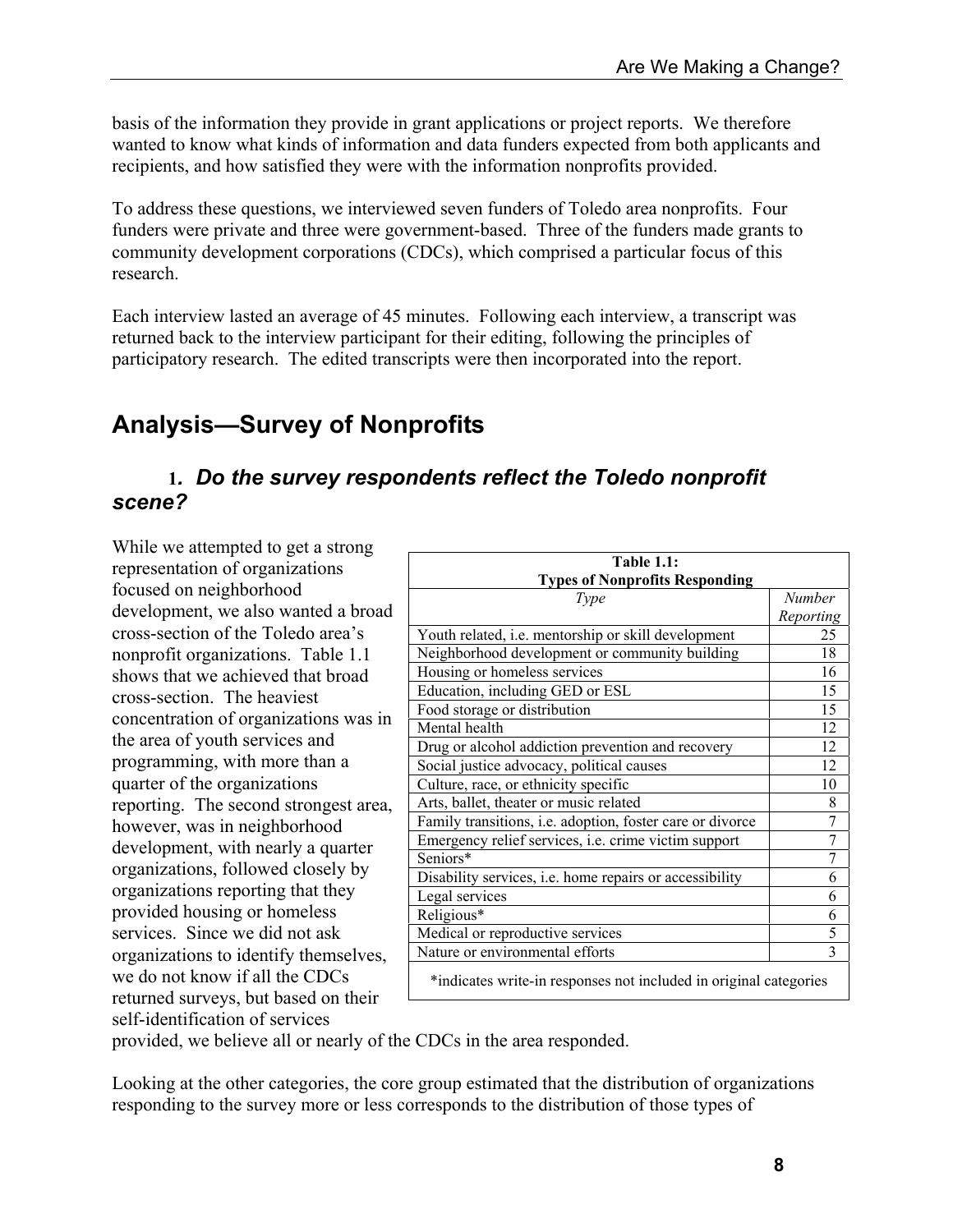basis of the information they provide in grant applications or project reports. We therefore wanted to know what kinds of information and data funders expected from both applicants and recipients, and how satisfied they were with the information nonprofits provided.

To address these questions, we interviewed seven funders of Toledo area nonprofits. Four funders were private and three were government-based. Three of the funders made grants to community development corporations (CDCs), which comprised a particular focus of this research.

Each interview lasted an average of 45 minutes. Following each interview, a transcript was returned back to the interview participant for their editing, following the principles of participatory research. The edited transcripts were then incorporated into the report.

## Analysis—Survey of Nonprofits

### 1. *Do the survey respondents reflect the Toledo nonprofit scene?*

While we attempted to get a strong representation of organizations focused on neighborhood development, we also wanted a broad cross-section of the Toledo area's nonprofit organizations. Table 1.1 shows that we achieved that broad cross-section. The heaviest concentration of organizations was in the area of youth services and programming, with more than a quarter of the organizations reporting. The second strongest area, however, was in neighborhood development, with nearly a quarter organizations, followed closely by organizations reporting that they provided housing or homeless services. Since we did not ask organizations to identify themselves, we do not know if all the CDCs returned surveys, but based on their self-identification of services provided, we believe all or nearly of the CDCs in the area responded.

**Table 1.1: Types of Nonprofits Responding**

| *Type* | *Number Reporting* |
|---|---|
| Youth related, i.e. mentorship or skill development | 25 |
| Neighborhood development or community building | 18 |
| Housing or homeless services | 16 |
| Education, including GED or ESL | 15 |
| Food storage or distribution | 15 |
| Mental health | 12 |
| Drug or alcohol addiction prevention and recovery | 12 |
| Social justice advocacy, political causes | 12 |
| Culture, race, or ethnicity specific | 10 |
| Arts, ballet, theater or music related | 8 |
| Family transitions, i.e. adoption, foster care or divorce | 7 |
| Emergency relief services, i.e. crime victim support | 7 |
| Seniors* | 7 |
| Disability services, i.e. home repairs or accessibility | 6 |
| Legal services | 6 |
| Religious* | 6 |
| Medical or reproductive services | 5 |
| Nature or environmental efforts | 3 |

*indicates write-in responses not included in original categories

Looking at the other categories, the core group estimated that the distribution of organizations responding to the survey more or less corresponds to the distribution of those types of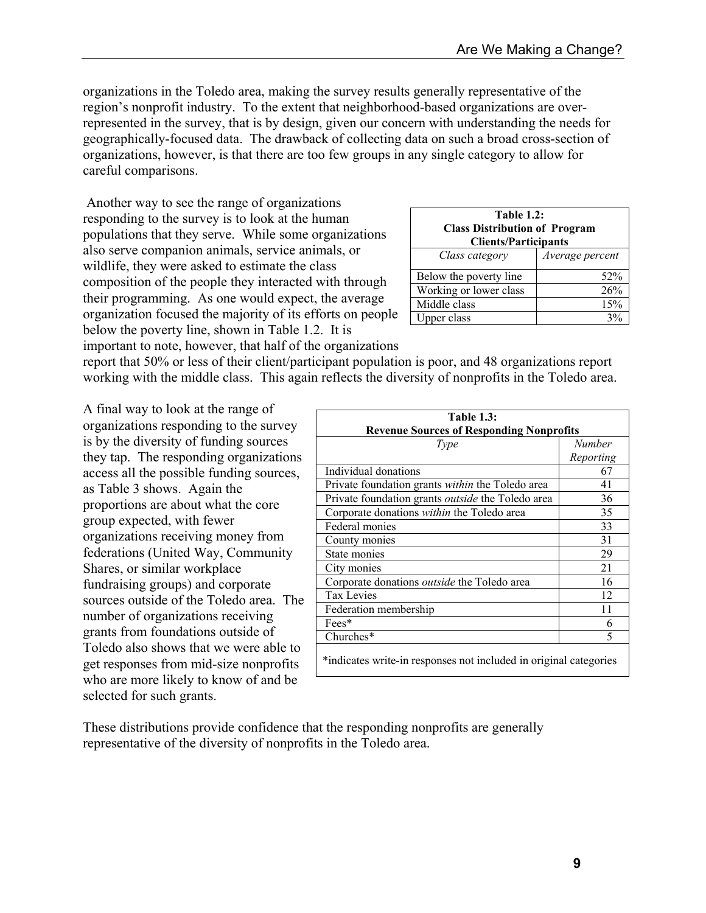organizations in the Toledo area, making the survey results generally representative of the region's nonprofit industry. To the extent that neighborhood-based organizations are over-represented in the survey, that is by design, given our concern with understanding the needs for geographically-focused data. The drawback of collecting data on such a broad cross-section of organizations, however, is that there are too few groups in any single category to allow for careful comparisons.

Another way to see the range of organizations responding to the survey is to look at the human populations that they serve. While some organizations also serve companion animals, service animals, or wildlife, they were asked to estimate the class composition of the people they interacted with through their programming. As one would expect, the average organization focused the majority of its efforts on people below the poverty line, shown in Table 1.2. It is important to note, however, that half of the organizations report that 50% or less of their client/participant population is poor, and 48 organizations report working with the middle class. This again reflects the diversity of nonprofits in the Toledo area.

**Table 1.2: Class Distribution of Program Clients/Participants**

| *Class category* | *Average percent* |
|---|---:|
| Below the poverty line | 52% |
| Working or lower class | 26% |
| Middle class | 15% |
| Upper class | 3% |

A final way to look at the range of organizations responding to the survey is by the diversity of funding sources they tap. The responding organizations access all the possible funding sources, as Table 3 shows. Again the proportions are about what the core group expected, with fewer organizations receiving money from federations (United Way, Community Shares, or similar workplace fundraising groups) and corporate sources outside of the Toledo area. The number of organizations receiving grants from foundations outside of Toledo also shows that we were able to get responses from mid-size nonprofits who are more likely to know of and be selected for such grants.

**Table 1.3: Revenue Sources of Responding Nonprofits**

| *Type* | *Number Reporting* |
|---|---:|
| Individual donations | 67 |
| Private foundation grants *within* the Toledo area | 41 |
| Private foundation grants *outside* the Toledo area | 36 |
| Corporate donations *within* the Toledo area | 35 |
| Federal monies | 33 |
| County monies | 31 |
| State monies | 29 |
| City monies | 21 |
| Corporate donations *outside* the Toledo area | 16 |
| Tax Levies | 12 |
| Federation membership | 11 |
| Fees* | 6 |
| Churches* | 5 |

*indicates write-in responses not included in original categories

These distributions provide confidence that the responding nonprofits are generally representative of the diversity of nonprofits in the Toledo area.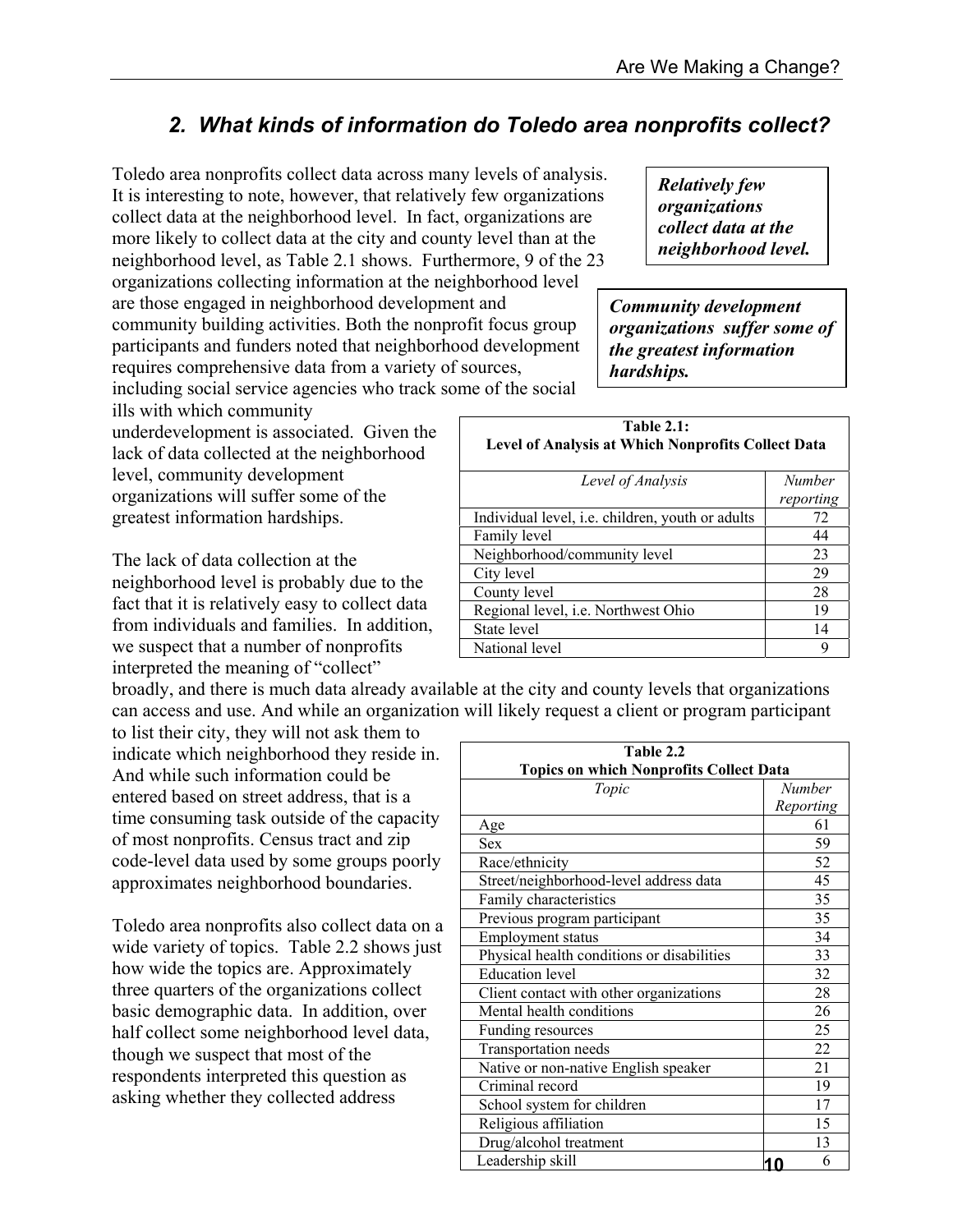## *2. What kinds of information do Toledo area nonprofits collect?*

Toledo area nonprofits collect data across many levels of analysis. It is interesting to note, however, that relatively few organizations collect data at the neighborhood level. In fact, organizations are more likely to collect data at the city and county level than at the neighborhood level, as Table 2.1 shows. Furthermore, 9 of the 23 organizations collecting information at the neighborhood level are those engaged in neighborhood development and community building activities. Both the nonprofit focus group participants and funders noted that neighborhood development requires comprehensive data from a variety of sources, including social service agencies who track some of the social ills with which community underdevelopment is associated. Given the lack of data collected at the neighborhood level, community development organizations will suffer some of the greatest information hardships.

***Relatively few organizations collect data at the neighborhood level.***

***Community development organizations suffer some of the greatest information hardships.***

**Table 2.1: Level of Analysis at Which Nonprofits Collect Data**

| *Level of Analysis* | *Number reporting* |
|---|---|
| Individual level, i.e. children, youth or adults | 72 |
| Family level | 44 |
| Neighborhood/community level | 23 |
| City level | 29 |
| County level | 28 |
| Regional level, i.e. Northwest Ohio | 19 |
| State level | 14 |
| National level | 9 |

The lack of data collection at the neighborhood level is probably due to the fact that it is relatively easy to collect data from individuals and families. In addition, we suspect that a number of nonprofits interpreted the meaning of "collect" broadly, and there is much data already available at the city and county levels that organizations can access and use. And while an organization will likely request a client or program participant to list their city, they will not ask them to indicate which neighborhood they reside in. And while such information could be entered based on street address, that is a time consuming task outside of the capacity of most nonprofits. Census tract and zip code-level data used by some groups poorly approximates neighborhood boundaries.

Toledo area nonprofits also collect data on a wide variety of topics. Table 2.2 shows just how wide the topics are. Approximately three quarters of the organizations collect basic demographic data. In addition, over half collect some neighborhood level data, though we suspect that most of the respondents interpreted this question as asking whether they collected address

**Table 2.2 Topics on which Nonprofits Collect Data**

| *Topic* | *Number Reporting* |
|---|---|
| Age | 61 |
| Sex | 59 |
| Race/ethnicity | 52 |
| Street/neighborhood-level address data | 45 |
| Family characteristics | 35 |
| Previous program participant | 35 |
| Employment status | 34 |
| Physical health conditions or disabilities | 33 |
| Education level | 32 |
| Client contact with other organizations | 28 |
| Mental health conditions | 26 |
| Funding resources | 25 |
| Transportation needs | 22 |
| Native or non-native English speaker | 21 |
| Criminal record | 19 |
| School system for children | 17 |
| Religious affiliation | 15 |
| Drug/alcohol treatment | 13 |
| Leadership skill | 6 |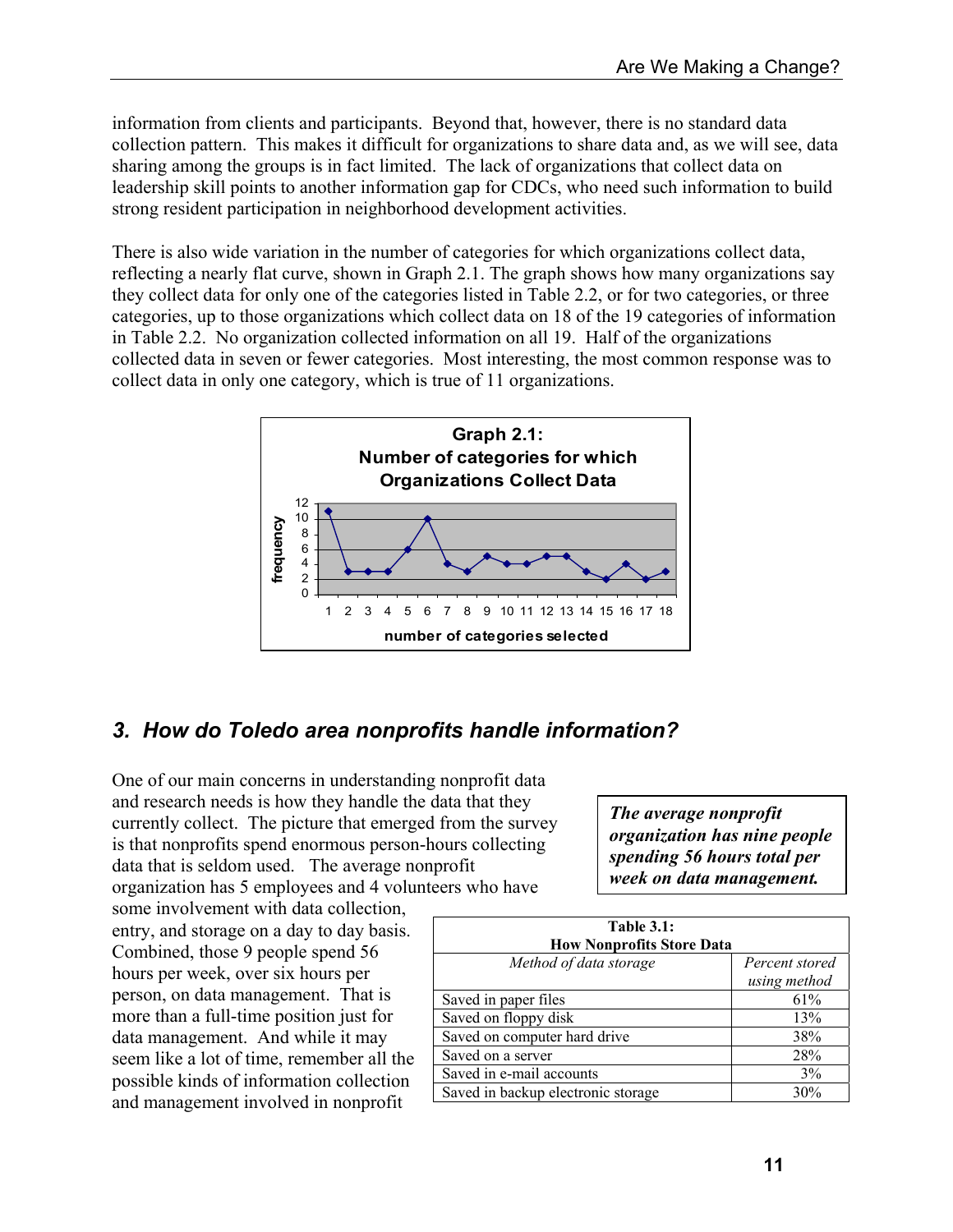information from clients and participants. Beyond that, however, there is no standard data collection pattern. This makes it difficult for organizations to share data and, as we will see, data sharing among the groups is in fact limited. The lack of organizations that collect data on leadership skill points to another information gap for CDCs, who need such information to build strong resident participation in neighborhood development activities.

There is also wide variation in the number of categories for which organizations collect data, reflecting a nearly flat curve, shown in Graph 2.1. The graph shows how many organizations say they collect data for only one of the categories listed in Table 2.2, or for two categories, or three categories, up to those organizations which collect data on 18 of the 19 categories of information in Table 2.2. No organization collected information on all 19. Half of the organizations collected data in seven or fewer categories. Most interesting, the most common response was to collect data in only one category, which is true of 11 organizations.

**Graph 2.1: Number of categories for which Organizations Collect Data**

| number of categories selected | 1 | 2 | 3 | 4 | 5 | 6 | 7 | 8 | 9 | 10 | 11 | 12 | 13 | 14 | 15 | 16 | 17 | 18 |
|---|---|---|---|---|---|---|---|---|---|---|---|---|---|---|---|---|---|---|
| frequency | 11 | 3 | 3 | 3 | 6 | 10 | 4 | 3 | 5 | 4 | 4 | 5 | 5 | 3 | 2 | 4 | 2 | 3 |

## 3. *How do Toledo area nonprofits handle information?*

One of our main concerns in understanding nonprofit data and research needs is how they handle the data that they currently collect. The picture that emerged from the survey is that nonprofits spend enormous person-hours collecting data that is seldom used. The average nonprofit organization has 5 employees and 4 volunteers who have some involvement with data collection, entry, and storage on a day to day basis. Combined, those 9 people spend 56 hours per week, over six hours per person, on data management. That is more than a full-time position just for data management. And while it may seem like a lot of time, remember all the possible kinds of information collection and management involved in nonprofit

***The average nonprofit organization has nine people spending 56 hours total per week on data management.***

**Table 3.1: How Nonprofits Store Data**

| *Method of data storage* | *Percent stored using method* |
|---|---|
| Saved in paper files | 61% |
| Saved on floppy disk | 13% |
| Saved on computer hard drive | 38% |
| Saved on a server | 28% |
| Saved in e-mail accounts | 3% |
| Saved in backup electronic storage | 30% |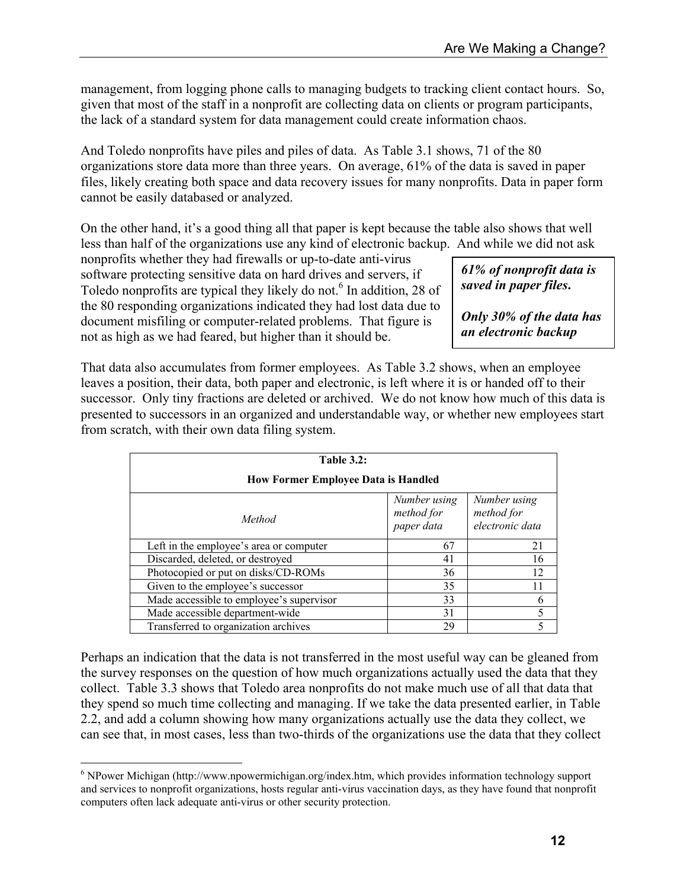management, from logging phone calls to managing budgets to tracking client contact hours. So, given that most of the staff in a nonprofit are collecting data on clients or program participants, the lack of a standard system for data management could create information chaos.

And Toledo nonprofits have piles and piles of data. As Table 3.1 shows, 71 of the 80 organizations store data more than three years. On average, 61% of the data is saved in paper files, likely creating both space and data recovery issues for many nonprofits. Data in paper form cannot be easily databased or analyzed.

On the other hand, it's a good thing all that paper is kept because the table also shows that well less than half of the organizations use any kind of electronic backup. And while we did not ask nonprofits whether they had firewalls or up-to-date anti-virus software protecting sensitive data on hard drives and servers, if Toledo nonprofits are typical they likely do not.[6] In addition, 28 of the 80 responding organizations indicated they had lost data due to document misfiling or computer-related problems. That figure is not as high as we had feared, but higher than it should be.

> ***61% of nonprofit data is saved in paper files.***
>
> ***Only 30% of the data has an electronic backup***

That data also accumulates from former employees. As Table 3.2 shows, when an employee leaves a position, their data, both paper and electronic, is left where it is or handed off to their successor. Only tiny fractions are deleted or archived. We do not know how much of this data is presented to successors in an organized and understandable way, or whether new employees start from scratch, with their own data filing system.

**Table 3.2: How Former Employee Data is Handled**

| *Method* | *Number using method for paper data* | *Number using method for electronic data* |
|---|---|---|
| Left in the employee's area or computer | 67 | 21 |
| Discarded, deleted, or destroyed | 41 | 16 |
| Photocopied or put on disks/CD-ROMs | 36 | 12 |
| Given to the employee's successor | 35 | 11 |
| Made accessible to employee's supervisor | 33 | 6 |
| Made accessible department-wide | 31 | 5 |
| Transferred to organization archives | 29 | 5 |

Perhaps an indication that the data is not transferred in the most useful way can be gleaned from the survey responses on the question of how much organizations actually used the data that they collect. Table 3.3 shows that Toledo area nonprofits do not make much use of all that data that they spend so much time collecting and managing. If we take the data presented earlier, in Table 2.2, and add a column showing how many organizations actually use the data they collect, we can see that, in most cases, less than two-thirds of the organizations use the data that they collect

[6] NPower Michigan (http://www.npowermichigan.org/index.htm, which provides information technology support and services to nonprofit organizations, hosts regular anti-virus vaccination days, as they have found that nonprofit computers often lack adequate anti-virus or other security protection.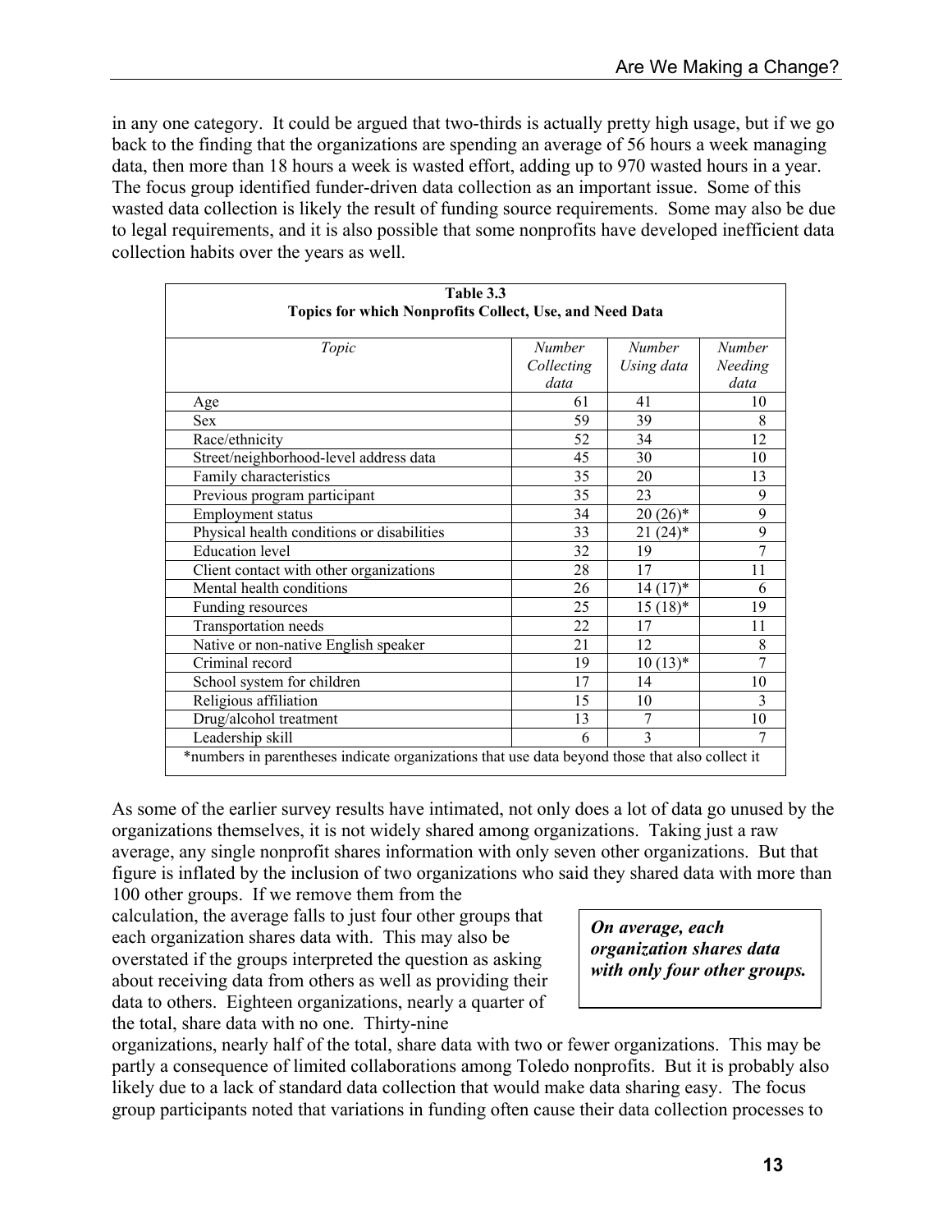in any one category. It could be argued that two-thirds is actually pretty high usage, but if we go back to the finding that the organizations are spending an average of 56 hours a week managing data, then more than 18 hours a week is wasted effort, adding up to 970 wasted hours in a year. The focus group identified funder-driven data collection as an important issue. Some of this wasted data collection is likely the result of funding source requirements. Some may also be due to legal requirements, and it is also possible that some nonprofits have developed inefficient data collection habits over the years as well.

**Table 3.3**
**Topics for which Nonprofits Collect, Use, and Need Data**

| *Topic* | *Number Collecting data* | *Number Using data* | *Number Needing data* |
|---|---|---|---|
| Age | 61 | 41 | 10 |
| Sex | 59 | 39 | 8 |
| Race/ethnicity | 52 | 34 | 12 |
| Street/neighborhood-level address data | 45 | 30 | 10 |
| Family characteristics | 35 | 20 | 13 |
| Previous program participant | 35 | 23 | 9 |
| Employment status | 34 | 20 (26)* | 9 |
| Physical health conditions or disabilities | 33 | 21 (24)* | 9 |
| Education level | 32 | 19 | 7 |
| Client contact with other organizations | 28 | 17 | 11 |
| Mental health conditions | 26 | 14 (17)* | 6 |
| Funding resources | 25 | 15 (18)* | 19 |
| Transportation needs | 22 | 17 | 11 |
| Native or non-native English speaker | 21 | 12 | 8 |
| Criminal record | 19 | 10 (13)* | 7 |
| School system for children | 17 | 14 | 10 |
| Religious affiliation | 15 | 10 | 3 |
| Drug/alcohol treatment | 13 | 7 | 10 |
| Leadership skill | 6 | 3 | 7 |

*numbers in parentheses indicate organizations that use data beyond those that also collect it

As some of the earlier survey results have intimated, not only does a lot of data go unused by the organizations themselves, it is not widely shared among organizations. Taking just a raw average, any single nonprofit shares information with only seven other organizations. But that figure is inflated by the inclusion of two organizations who said they shared data with more than 100 other groups. If we remove them from the calculation, the average falls to just four other groups that each organization shares data with. This may also be overstated if the groups interpreted the question as asking about receiving data from others as well as providing their data to others. Eighteen organizations, nearly a quarter of the total, share data with no one. Thirty-nine organizations, nearly half of the total, share data with two or fewer organizations. This may be partly a consequence of limited collaborations among Toledo nonprofits. But it is probably also likely due to a lack of standard data collection that would make data sharing easy. The focus group participants noted that variations in funding often cause their data collection processes to

> ***On average, each organization shares data with only four other groups.***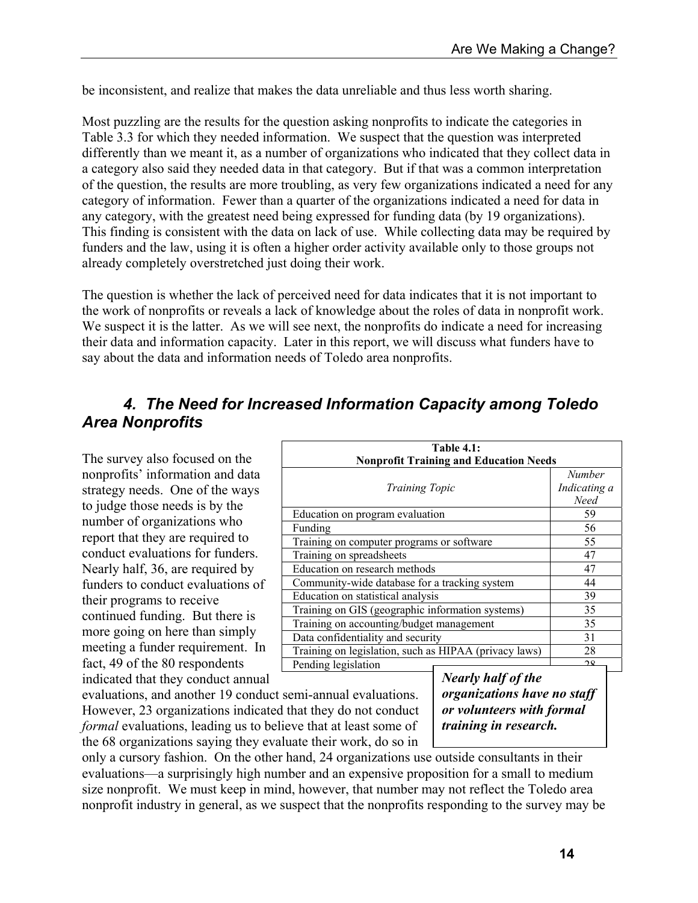be inconsistent, and realize that makes the data unreliable and thus less worth sharing.

Most puzzling are the results for the question asking nonprofits to indicate the categories in Table 3.3 for which they needed information. We suspect that the question was interpreted differently than we meant it, as a number of organizations who indicated that they collect data in a category also said they needed data in that category. But if that was a common interpretation of the question, the results are more troubling, as very few organizations indicated a need for any category of information. Fewer than a quarter of the organizations indicated a need for data in any category, with the greatest need being expressed for funding data (by 19 organizations). This finding is consistent with the data on lack of use. While collecting data may be required by funders and the law, using it is often a higher order activity available only to those groups not already completely overstretched just doing their work.

The question is whether the lack of perceived need for data indicates that it is not important to the work of nonprofits or reveals a lack of knowledge about the roles of data in nonprofit work. We suspect it is the latter. As we will see next, the nonprofits do indicate a need for increasing their data and information capacity. Later in this report, we will discuss what funders have to say about the data and information needs of Toledo area nonprofits.

## *4. The Need for Increased Information Capacity among Toledo Area Nonprofits*

**Table 4.1: Nonprofit Training and Education Needs**

| *Training Topic* | *Number Indicating a Need* |
|---|---|
| Education on program evaluation | 59 |
| Funding | 56 |
| Training on computer programs or software | 55 |
| Training on spreadsheets | 47 |
| Education on research methods | 47 |
| Community-wide database for a tracking system | 44 |
| Education on statistical analysis | 39 |
| Training on GIS (geographic information systems) | 35 |
| Training on accounting/budget management | 35 |
| Data confidentiality and security | 31 |
| Training on legislation, such as HIPAA (privacy laws) | 28 |
| Pending legislation | 28 |

The survey also focused on the nonprofits' information and data strategy needs. One of the ways to judge those needs is by the number of organizations who report that they are required to conduct evaluations for funders. Nearly half, 36, are required by funders to conduct evaluations of their programs to receive continued funding. But there is more going on here than simply meeting a funder requirement. In fact, 49 of the 80 respondents indicated that they conduct annual evaluations, and another 19 conduct semi-annual evaluations. However, 23 organizations indicated that they do not conduct *formal* evaluations, leading us to believe that at least some of the 68 organizations saying they evaluate their work, do so in only a cursory fashion. On the other hand, 24 organizations use outside consultants in their evaluations—a surprisingly high number and an expensive proposition for a small to medium size nonprofit. We must keep in mind, however, that number may not reflect the Toledo area nonprofit industry in general, as we suspect that the nonprofits responding to the survey may be

***Nearly half of the organizations have no staff or volunteers with formal training in research.***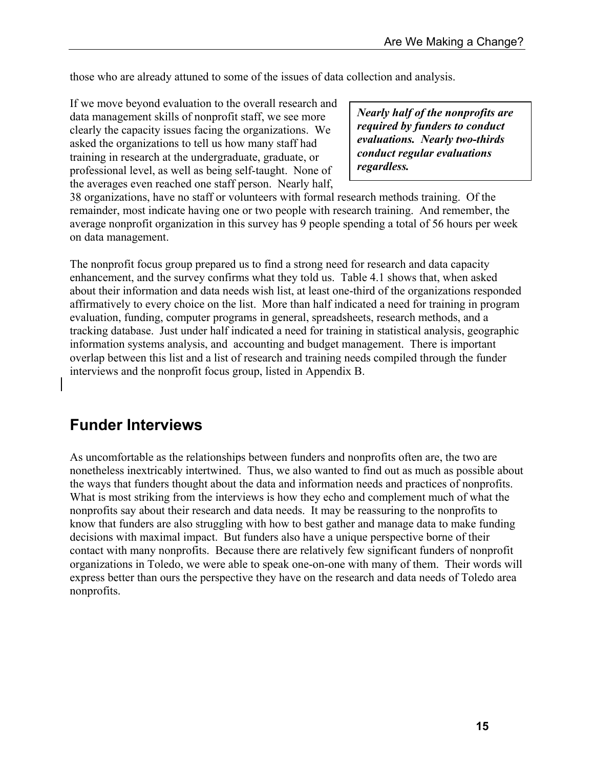those who are already attuned to some of the issues of data collection and analysis.

If we move beyond evaluation to the overall research and data management skills of nonprofit staff, we see more clearly the capacity issues facing the organizations. We asked the organizations to tell us how many staff had training in research at the undergraduate, graduate, or professional level, as well as being self-taught. None of the averages even reached one staff person. Nearly half, 38 organizations, have no staff or volunteers with formal research methods training. Of the remainder, most indicate having one or two people with research training. And remember, the average nonprofit organization in this survey has 9 people spending a total of 56 hours per week on data management.

***Nearly half of the nonprofits are required by funders to conduct evaluations. Nearly two-thirds conduct regular evaluations regardless.***

The nonprofit focus group prepared us to find a strong need for research and data capacity enhancement, and the survey confirms what they told us. Table 4.1 shows that, when asked about their information and data needs wish list, at least one-third of the organizations responded affirmatively to every choice on the list. More than half indicated a need for training in program evaluation, funding, computer programs in general, spreadsheets, research methods, and a tracking database. Just under half indicated a need for training in statistical analysis, geographic information systems analysis, and accounting and budget management. There is important overlap between this list and a list of research and training needs compiled through the funder interviews and the nonprofit focus group, listed in Appendix B.

## Funder Interviews

As uncomfortable as the relationships between funders and nonprofits often are, the two are nonetheless inextricably intertwined. Thus, we also wanted to find out as much as possible about the ways that funders thought about the data and information needs and practices of nonprofits. What is most striking from the interviews is how they echo and complement much of what the nonprofits say about their research and data needs. It may be reassuring to the nonprofits to know that funders are also struggling with how to best gather and manage data to make funding decisions with maximal impact. But funders also have a unique perspective borne of their contact with many nonprofits. Because there are relatively few significant funders of nonprofit organizations in Toledo, we were able to speak one-on-one with many of them. Their words will express better than ours the perspective they have on the research and data needs of Toledo area nonprofits.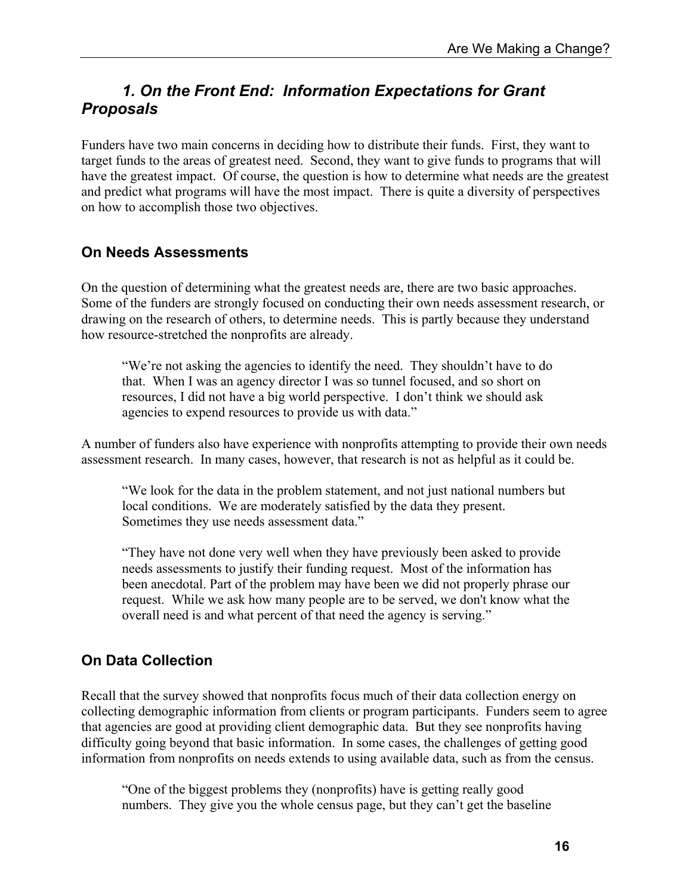## *1. On the Front End: Information Expectations for Grant Proposals*

Funders have two main concerns in deciding how to distribute their funds. First, they want to target funds to the areas of greatest need. Second, they want to give funds to programs that will have the greatest impact. Of course, the question is how to determine what needs are the greatest and predict what programs will have the most impact. There is quite a diversity of perspectives on how to accomplish those two objectives.

### On Needs Assessments

On the question of determining what the greatest needs are, there are two basic approaches. Some of the funders are strongly focused on conducting their own needs assessment research, or drawing on the research of others, to determine needs. This is partly because they understand how resource-stretched the nonprofits are already.

> "We're not asking the agencies to identify the need. They shouldn't have to do that. When I was an agency director I was so tunnel focused, and so short on resources, I did not have a big world perspective. I don't think we should ask agencies to expend resources to provide us with data."

A number of funders also have experience with nonprofits attempting to provide their own needs assessment research. In many cases, however, that research is not as helpful as it could be.

> "We look for the data in the problem statement, and not just national numbers but local conditions. We are moderately satisfied by the data they present. Sometimes they use needs assessment data."

> "They have not done very well when they have previously been asked to provide needs assessments to justify their funding request. Most of the information has been anecdotal. Part of the problem may have been we did not properly phrase our request. While we ask how many people are to be served, we don't know what the overall need is and what percent of that need the agency is serving."

### On Data Collection

Recall that the survey showed that nonprofits focus much of their data collection energy on collecting demographic information from clients or program participants. Funders seem to agree that agencies are good at providing client demographic data. But they see nonprofits having difficulty going beyond that basic information. In some cases, the challenges of getting good information from nonprofits on needs extends to using available data, such as from the census.

> "One of the biggest problems they (nonprofits) have is getting really good numbers. They give you the whole census page, but they can't get the baseline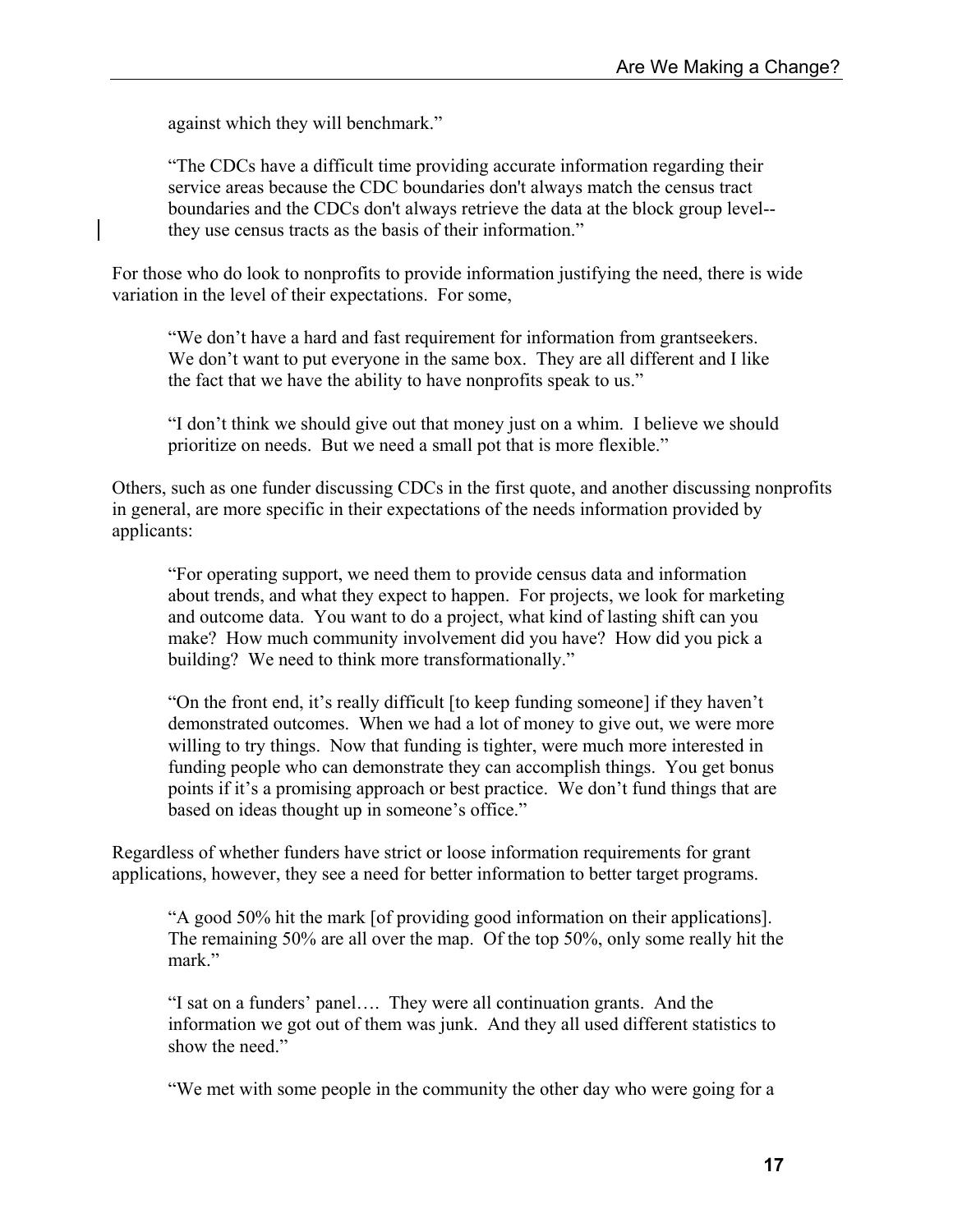against which they will benchmark."

> "The CDCs have a difficult time providing accurate information regarding their service areas because the CDC boundaries don't always match the census tract boundaries and the CDCs don't always retrieve the data at the block group level--they use census tracts as the basis of their information."

For those who do look to nonprofits to provide information justifying the need, there is wide variation in the level of their expectations. For some,

> "We don't have a hard and fast requirement for information from grantseekers. We don't want to put everyone in the same box. They are all different and I like the fact that we have the ability to have nonprofits speak to us."

> "I don't think we should give out that money just on a whim. I believe we should prioritize on needs. But we need a small pot that is more flexible."

Others, such as one funder discussing CDCs in the first quote, and another discussing nonprofits in general, are more specific in their expectations of the needs information provided by applicants:

> "For operating support, we need them to provide census data and information about trends, and what they expect to happen. For projects, we look for marketing and outcome data. You want to do a project, what kind of lasting shift can you make? How much community involvement did you have? How did you pick a building? We need to think more transformationally."

> "On the front end, it's really difficult [to keep funding someone] if they haven't demonstrated outcomes. When we had a lot of money to give out, we were more willing to try things. Now that funding is tighter, were much more interested in funding people who can demonstrate they can accomplish things. You get bonus points if it's a promising approach or best practice. We don't fund things that are based on ideas thought up in someone's office."

Regardless of whether funders have strict or loose information requirements for grant applications, however, they see a need for better information to better target programs.

> "A good 50% hit the mark [of providing good information on their applications]. The remaining 50% are all over the map. Of the top 50%, only some really hit the mark."

> "I sat on a funders' panel…. They were all continuation grants. And the information we got out of them was junk. And they all used different statistics to show the need."

> "We met with some people in the community the other day who were going for a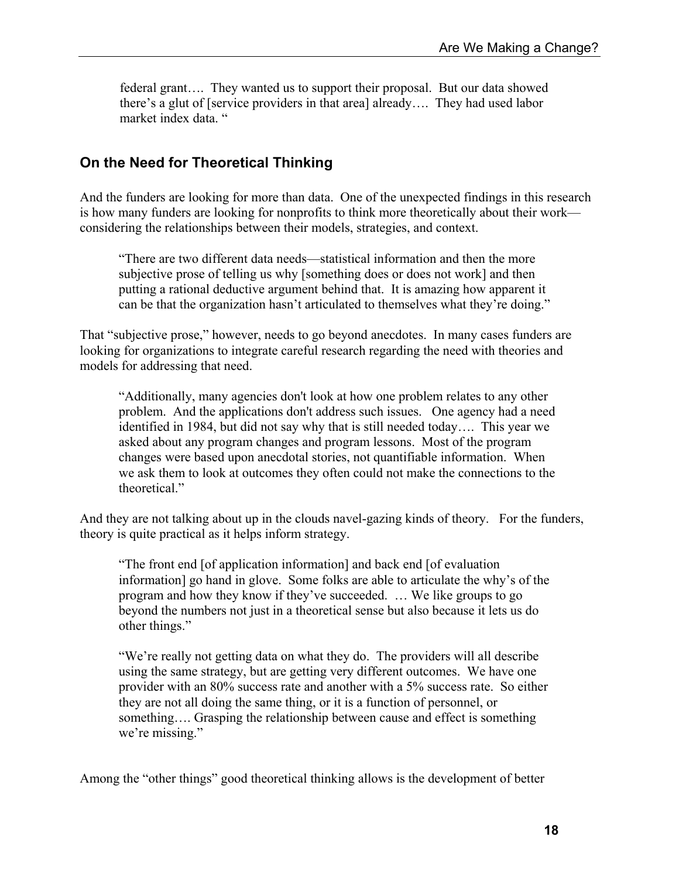federal grant…. They wanted us to support their proposal. But our data showed there's a glut of [service providers in that area] already…. They had used labor market index data. "

## On the Need for Theoretical Thinking

And the funders are looking for more than data. One of the unexpected findings in this research is how many funders are looking for nonprofits to think more theoretically about their work—considering the relationships between their models, strategies, and context.

> "There are two different data needs—statistical information and then the more subjective prose of telling us why [something does or does not work] and then putting a rational deductive argument behind that. It is amazing how apparent it can be that the organization hasn't articulated to themselves what they're doing."

That "subjective prose," however, needs to go beyond anecdotes. In many cases funders are looking for organizations to integrate careful research regarding the need with theories and models for addressing that need.

> "Additionally, many agencies don't look at how one problem relates to any other problem. And the applications don't address such issues. One agency had a need identified in 1984, but did not say why that is still needed today…. This year we asked about any program changes and program lessons. Most of the program changes were based upon anecdotal stories, not quantifiable information. When we ask them to look at outcomes they often could not make the connections to the theoretical."

And they are not talking about up in the clouds navel-gazing kinds of theory. For the funders, theory is quite practical as it helps inform strategy.

> "The front end [of application information] and back end [of evaluation information] go hand in glove. Some folks are able to articulate the why's of the program and how they know if they've succeeded. … We like groups to go beyond the numbers not just in a theoretical sense but also because it lets us do other things."

> "We're really not getting data on what they do. The providers will all describe using the same strategy, but are getting very different outcomes. We have one provider with an 80% success rate and another with a 5% success rate. So either they are not all doing the same thing, or it is a function of personnel, or something…. Grasping the relationship between cause and effect is something we're missing."

Among the "other things" good theoretical thinking allows is the development of better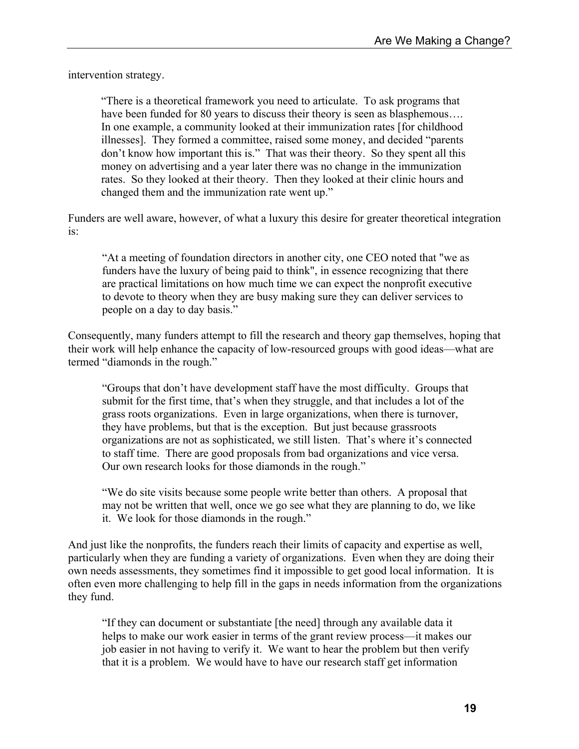intervention strategy.

> "There is a theoretical framework you need to articulate. To ask programs that have been funded for 80 years to discuss their theory is seen as blasphemous…. In one example, a community looked at their immunization rates [for childhood illnesses]. They formed a committee, raised some money, and decided "parents don't know how important this is." That was their theory. So they spent all this money on advertising and a year later there was no change in the immunization rates. So they looked at their theory. Then they looked at their clinic hours and changed them and the immunization rate went up."

Funders are well aware, however, of what a luxury this desire for greater theoretical integration is:

> "At a meeting of foundation directors in another city, one CEO noted that "we as funders have the luxury of being paid to think", in essence recognizing that there are practical limitations on how much time we can expect the nonprofit executive to devote to theory when they are busy making sure they can deliver services to people on a day to day basis."

Consequently, many funders attempt to fill the research and theory gap themselves, hoping that their work will help enhance the capacity of low-resourced groups with good ideas—what are termed "diamonds in the rough."

> "Groups that don't have development staff have the most difficulty. Groups that submit for the first time, that's when they struggle, and that includes a lot of the grass roots organizations. Even in large organizations, when there is turnover, they have problems, but that is the exception. But just because grassroots organizations are not as sophisticated, we still listen. That's where it's connected to staff time. There are good proposals from bad organizations and vice versa. Our own research looks for those diamonds in the rough."

> "We do site visits because some people write better than others. A proposal that may not be written that well, once we go see what they are planning to do, we like it. We look for those diamonds in the rough."

And just like the nonprofits, the funders reach their limits of capacity and expertise as well, particularly when they are funding a variety of organizations. Even when they are doing their own needs assessments, they sometimes find it impossible to get good local information. It is often even more challenging to help fill in the gaps in needs information from the organizations they fund.

> "If they can document or substantiate [the need] through any available data it helps to make our work easier in terms of the grant review process—it makes our job easier in not having to verify it. We want to hear the problem but then verify that it is a problem. We would have to have our research staff get information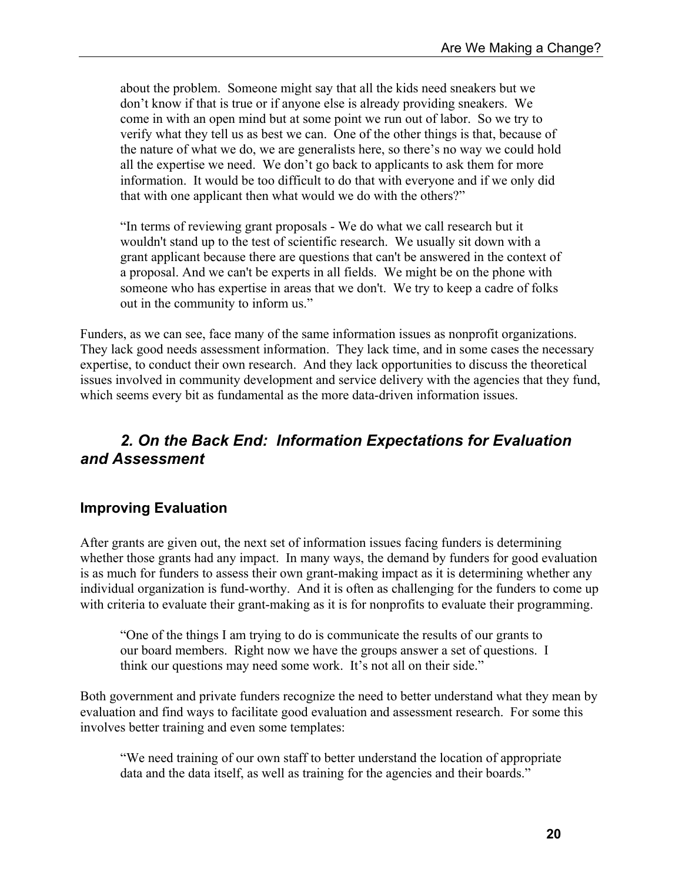> about the problem. Someone might say that all the kids need sneakers but we don't know if that is true or if anyone else is already providing sneakers. We come in with an open mind but at some point we run out of labor. So we try to verify what they tell us as best we can. One of the other things is that, because of the nature of what we do, we are generalists here, so there's no way we could hold all the expertise we need. We don't go back to applicants to ask them for more information. It would be too difficult to do that with everyone and if we only did that with one applicant then what would we do with the others?"

> "In terms of reviewing grant proposals - We do what we call research but it wouldn't stand up to the test of scientific research. We usually sit down with a grant applicant because there are questions that can't be answered in the context of a proposal. And we can't be experts in all fields. We might be on the phone with someone who has expertise in areas that we don't. We try to keep a cadre of folks out in the community to inform us."

Funders, as we can see, face many of the same information issues as nonprofit organizations. They lack good needs assessment information. They lack time, and in some cases the necessary expertise, to conduct their own research. And they lack opportunities to discuss the theoretical issues involved in community development and service delivery with the agencies that they fund, which seems every bit as fundamental as the more data-driven information issues.

## *2. On the Back End: Information Expectations for Evaluation and Assessment*

### Improving Evaluation

After grants are given out, the next set of information issues facing funders is determining whether those grants had any impact. In many ways, the demand by funders for good evaluation is as much for funders to assess their own grant-making impact as it is determining whether any individual organization is fund-worthy. And it is often as challenging for the funders to come up with criteria to evaluate their grant-making as it is for nonprofits to evaluate their programming.

> "One of the things I am trying to do is communicate the results of our grants to our board members. Right now we have the groups answer a set of questions. I think our questions may need some work. It's not all on their side."

Both government and private funders recognize the need to better understand what they mean by evaluation and find ways to facilitate good evaluation and assessment research. For some this involves better training and even some templates:

> "We need training of our own staff to better understand the location of appropriate data and the data itself, as well as training for the agencies and their boards."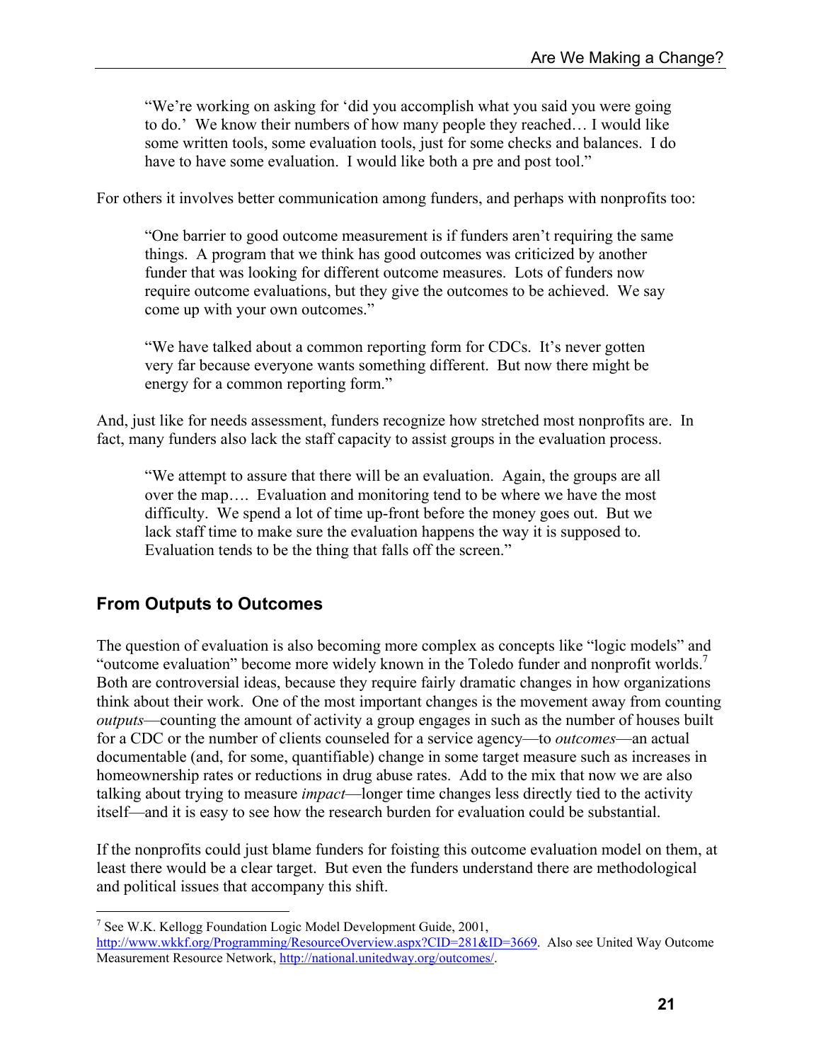> "We're working on asking for 'did you accomplish what you said you were going to do.' We know their numbers of how many people they reached… I would like some written tools, some evaluation tools, just for some checks and balances. I do have to have some evaluation. I would like both a pre and post tool."

For others it involves better communication among funders, and perhaps with nonprofits too:

> "One barrier to good outcome measurement is if funders aren't requiring the same things. A program that we think has good outcomes was criticized by another funder that was looking for different outcome measures. Lots of funders now require outcome evaluations, but they give the outcomes to be achieved. We say come up with your own outcomes."

> "We have talked about a common reporting form for CDCs. It's never gotten very far because everyone wants something different. But now there might be energy for a common reporting form."

And, just like for needs assessment, funders recognize how stretched most nonprofits are. In fact, many funders also lack the staff capacity to assist groups in the evaluation process.

> "We attempt to assure that there will be an evaluation. Again, the groups are all over the map…. Evaluation and monitoring tend to be where we have the most difficulty. We spend a lot of time up-front before the money goes out. But we lack staff time to make sure the evaluation happens the way it is supposed to. Evaluation tends to be the thing that falls off the screen."

## From Outputs to Outcomes

The question of evaluation is also becoming more complex as concepts like "logic models" and "outcome evaluation" become more widely known in the Toledo funder and nonprofit worlds.[7] Both are controversial ideas, because they require fairly dramatic changes in how organizations think about their work. One of the most important changes is the movement away from counting *outputs*—counting the amount of activity a group engages in such as the number of houses built for a CDC or the number of clients counseled for a service agency—to *outcomes*—an actual documentable (and, for some, quantifiable) change in some target measure such as increases in homeownership rates or reductions in drug abuse rates. Add to the mix that now we are also talking about trying to measure *impact*—longer time changes less directly tied to the activity itself—and it is easy to see how the research burden for evaluation could be substantial.

If the nonprofits could just blame funders for foisting this outcome evaluation model on them, at least there would be a clear target. But even the funders understand there are methodological and political issues that accompany this shift.

[7] See W.K. Kellogg Foundation Logic Model Development Guide, 2001, http://www.wkkf.org/Programming/ResourceOverview.aspx?CID=281&ID=3669. Also see United Way Outcome Measurement Resource Network, http://national.unitedway.org/outcomes/.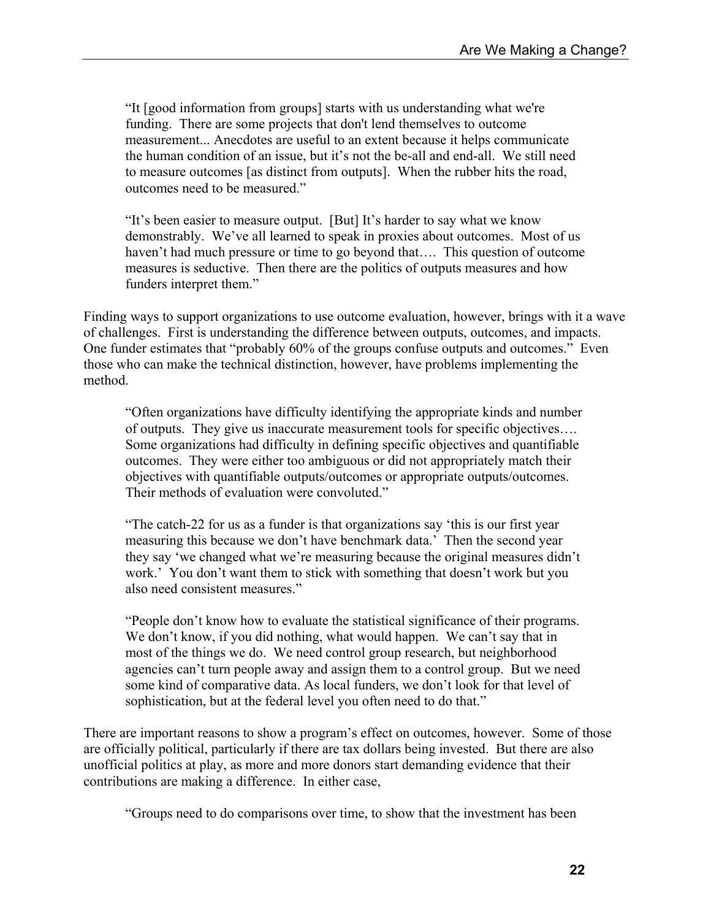> "It [good information from groups] starts with us understanding what we're funding. There are some projects that don't lend themselves to outcome measurement... Anecdotes are useful to an extent because it helps communicate the human condition of an issue, but it's not the be-all and end-all. We still need to measure outcomes [as distinct from outputs]. When the rubber hits the road, outcomes need to be measured."

> "It's been easier to measure output. [But] It's harder to say what we know demonstrably. We've all learned to speak in proxies about outcomes. Most of us haven't had much pressure or time to go beyond that…. This question of outcome measures is seductive. Then there are the politics of outputs measures and how funders interpret them."

Finding ways to support organizations to use outcome evaluation, however, brings with it a wave of challenges. First is understanding the difference between outputs, outcomes, and impacts. One funder estimates that "probably 60% of the groups confuse outputs and outcomes." Even those who can make the technical distinction, however, have problems implementing the method.

> "Often organizations have difficulty identifying the appropriate kinds and number of outputs. They give us inaccurate measurement tools for specific objectives…. Some organizations had difficulty in defining specific objectives and quantifiable outcomes. They were either too ambiguous or did not appropriately match their objectives with quantifiable outputs/outcomes or appropriate outputs/outcomes. Their methods of evaluation were convoluted."

> "The catch-22 for us as a funder is that organizations say 'this is our first year measuring this because we don't have benchmark data.' Then the second year they say 'we changed what we're measuring because the original measures didn't work.' You don't want them to stick with something that doesn't work but you also need consistent measures."

> "People don't know how to evaluate the statistical significance of their programs. We don't know, if you did nothing, what would happen. We can't say that in most of the things we do. We need control group research, but neighborhood agencies can't turn people away and assign them to a control group. But we need some kind of comparative data. As local funders, we don't look for that level of sophistication, but at the federal level you often need to do that."

There are important reasons to show a program's effect on outcomes, however. Some of those are officially political, particularly if there are tax dollars being invested. But there are also unofficial politics at play, as more and more donors start demanding evidence that their contributions are making a difference. In either case,

> "Groups need to do comparisons over time, to show that the investment has been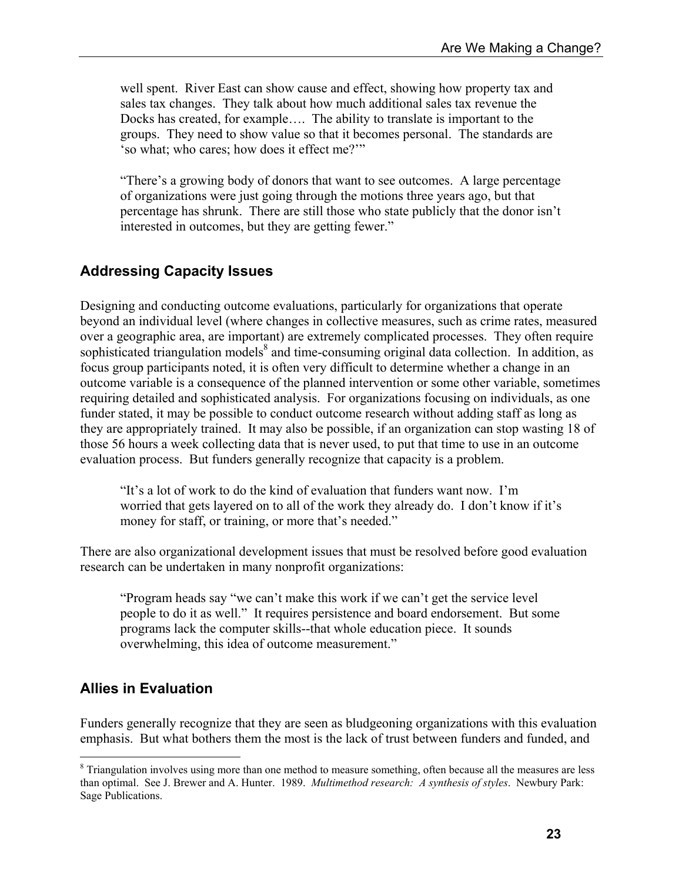> well spent. River East can show cause and effect, showing how property tax and sales tax changes. They talk about how much additional sales tax revenue the Docks has created, for example…. The ability to translate is important to the groups. They need to show value so that it becomes personal. The standards are 'so what; who cares; how does it effect me?'"

> "There's a growing body of donors that want to see outcomes. A large percentage of organizations were just going through the motions three years ago, but that percentage has shrunk. There are still those who state publicly that the donor isn't interested in outcomes, but they are getting fewer."

## Addressing Capacity Issues

Designing and conducting outcome evaluations, particularly for organizations that operate beyond an individual level (where changes in collective measures, such as crime rates, measured over a geographic area, are important) are extremely complicated processes. They often require sophisticated triangulation models[8] and time-consuming original data collection. In addition, as focus group participants noted, it is often very difficult to determine whether a change in an outcome variable is a consequence of the planned intervention or some other variable, sometimes requiring detailed and sophisticated analysis. For organizations focusing on individuals, as one funder stated, it may be possible to conduct outcome research without adding staff as long as they are appropriately trained. It may also be possible, if an organization can stop wasting 18 of those 56 hours a week collecting data that is never used, to put that time to use in an outcome evaluation process. But funders generally recognize that capacity is a problem.

> "It's a lot of work to do the kind of evaluation that funders want now. I'm worried that gets layered on to all of the work they already do. I don't know if it's money for staff, or training, or more that's needed."

There are also organizational development issues that must be resolved before good evaluation research can be undertaken in many nonprofit organizations:

> "Program heads say "we can't make this work if we can't get the service level people to do it as well." It requires persistence and board endorsement. But some programs lack the computer skills--that whole education piece. It sounds overwhelming, this idea of outcome measurement."

## Allies in Evaluation

Funders generally recognize that they are seen as bludgeoning organizations with this evaluation emphasis. But what bothers them the most is the lack of trust between funders and funded, and

[8] Triangulation involves using more than one method to measure something, often because all the measures are less than optimal. See J. Brewer and A. Hunter. 1989. *Multimethod research: A synthesis of styles*. Newbury Park: Sage Publications.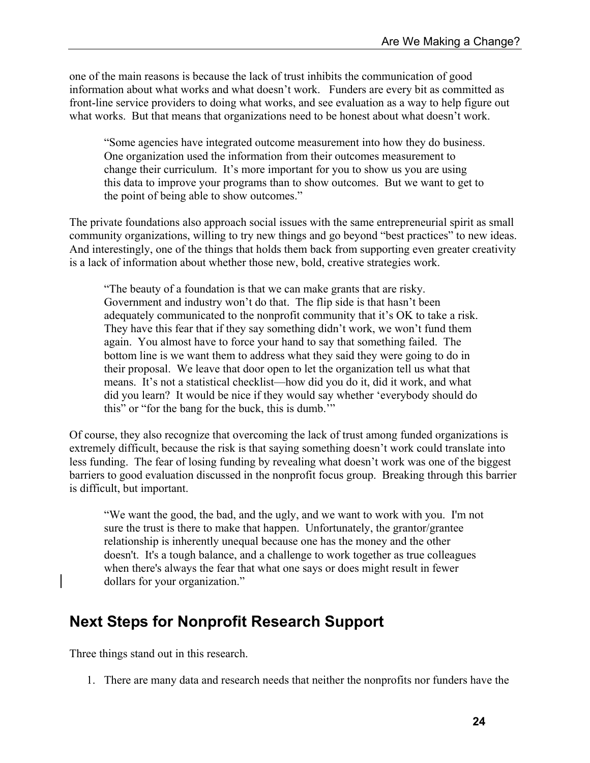one of the main reasons is because the lack of trust inhibits the communication of good information about what works and what doesn't work. Funders are every bit as committed as front-line service providers to doing what works, and see evaluation as a way to help figure out what works. But that means that organizations need to be honest about what doesn't work.

> "Some agencies have integrated outcome measurement into how they do business. One organization used the information from their outcomes measurement to change their curriculum. It's more important for you to show us you are using this data to improve your programs than to show outcomes. But we want to get to the point of being able to show outcomes."

The private foundations also approach social issues with the same entrepreneurial spirit as small community organizations, willing to try new things and go beyond "best practices" to new ideas. And interestingly, one of the things that holds them back from supporting even greater creativity is a lack of information about whether those new, bold, creative strategies work.

> "The beauty of a foundation is that we can make grants that are risky. Government and industry won't do that. The flip side is that hasn't been adequately communicated to the nonprofit community that it's OK to take a risk. They have this fear that if they say something didn't work, we won't fund them again. You almost have to force your hand to say that something failed. The bottom line is we want them to address what they said they were going to do in their proposal. We leave that door open to let the organization tell us what that means. It's not a statistical checklist—how did you do it, did it work, and what did you learn? It would be nice if they would say whether 'everybody should do this" or "for the bang for the buck, this is dumb.'"

Of course, they also recognize that overcoming the lack of trust among funded organizations is extremely difficult, because the risk is that saying something doesn't work could translate into less funding. The fear of losing funding by revealing what doesn't work was one of the biggest barriers to good evaluation discussed in the nonprofit focus group. Breaking through this barrier is difficult, but important.

> "We want the good, the bad, and the ugly, and we want to work with you. I'm not sure the trust is there to make that happen. Unfortunately, the grantor/grantee relationship is inherently unequal because one has the money and the other doesn't. It's a tough balance, and a challenge to work together as true colleagues when there's always the fear that what one says or does might result in fewer dollars for your organization."

## Next Steps for Nonprofit Research Support

Three things stand out in this research.

1. There are many data and research needs that neither the nonprofits nor funders have the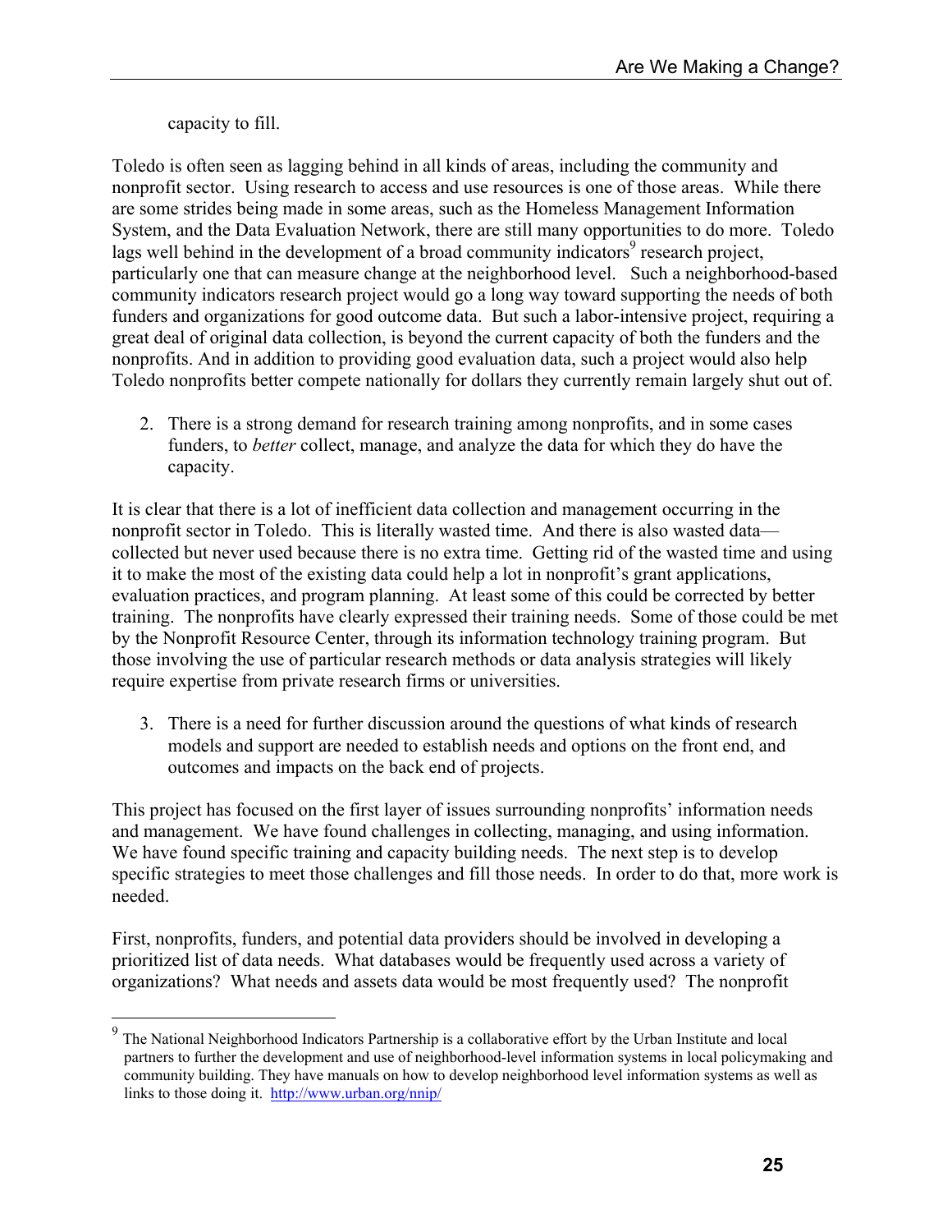capacity to fill.

Toledo is often seen as lagging behind in all kinds of areas, including the community and nonprofit sector. Using research to access and use resources is one of those areas. While there are some strides being made in some areas, such as the Homeless Management Information System, and the Data Evaluation Network, there are still many opportunities to do more. Toledo lags well behind in the development of a broad community indicators[9] research project, particularly one that can measure change at the neighborhood level. Such a neighborhood-based community indicators research project would go a long way toward supporting the needs of both funders and organizations for good outcome data. But such a labor-intensive project, requiring a great deal of original data collection, is beyond the current capacity of both the funders and the nonprofits. And in addition to providing good evaluation data, such a project would also help Toledo nonprofits better compete nationally for dollars they currently remain largely shut out of.

2. There is a strong demand for research training among nonprofits, and in some cases funders, to *better* collect, manage, and analyze the data for which they do have the capacity.

It is clear that there is a lot of inefficient data collection and management occurring in the nonprofit sector in Toledo. This is literally wasted time. And there is also wasted data—collected but never used because there is no extra time. Getting rid of the wasted time and using it to make the most of the existing data could help a lot in nonprofit's grant applications, evaluation practices, and program planning. At least some of this could be corrected by better training. The nonprofits have clearly expressed their training needs. Some of those could be met by the Nonprofit Resource Center, through its information technology training program. But those involving the use of particular research methods or data analysis strategies will likely require expertise from private research firms or universities.

3. There is a need for further discussion around the questions of what kinds of research models and support are needed to establish needs and options on the front end, and outcomes and impacts on the back end of projects.

This project has focused on the first layer of issues surrounding nonprofits' information needs and management. We have found challenges in collecting, managing, and using information. We have found specific training and capacity building needs. The next step is to develop specific strategies to meet those challenges and fill those needs. In order to do that, more work is needed.

First, nonprofits, funders, and potential data providers should be involved in developing a prioritized list of data needs. What databases would be frequently used across a variety of organizations? What needs and assets data would be most frequently used? The nonprofit

---

[9] The National Neighborhood Indicators Partnership is a collaborative effort by the Urban Institute and local partners to further the development and use of neighborhood-level information systems in local policymaking and community building. They have manuals on how to develop neighborhood level information systems as well as links to those doing it. http://www.urban.org/nnip/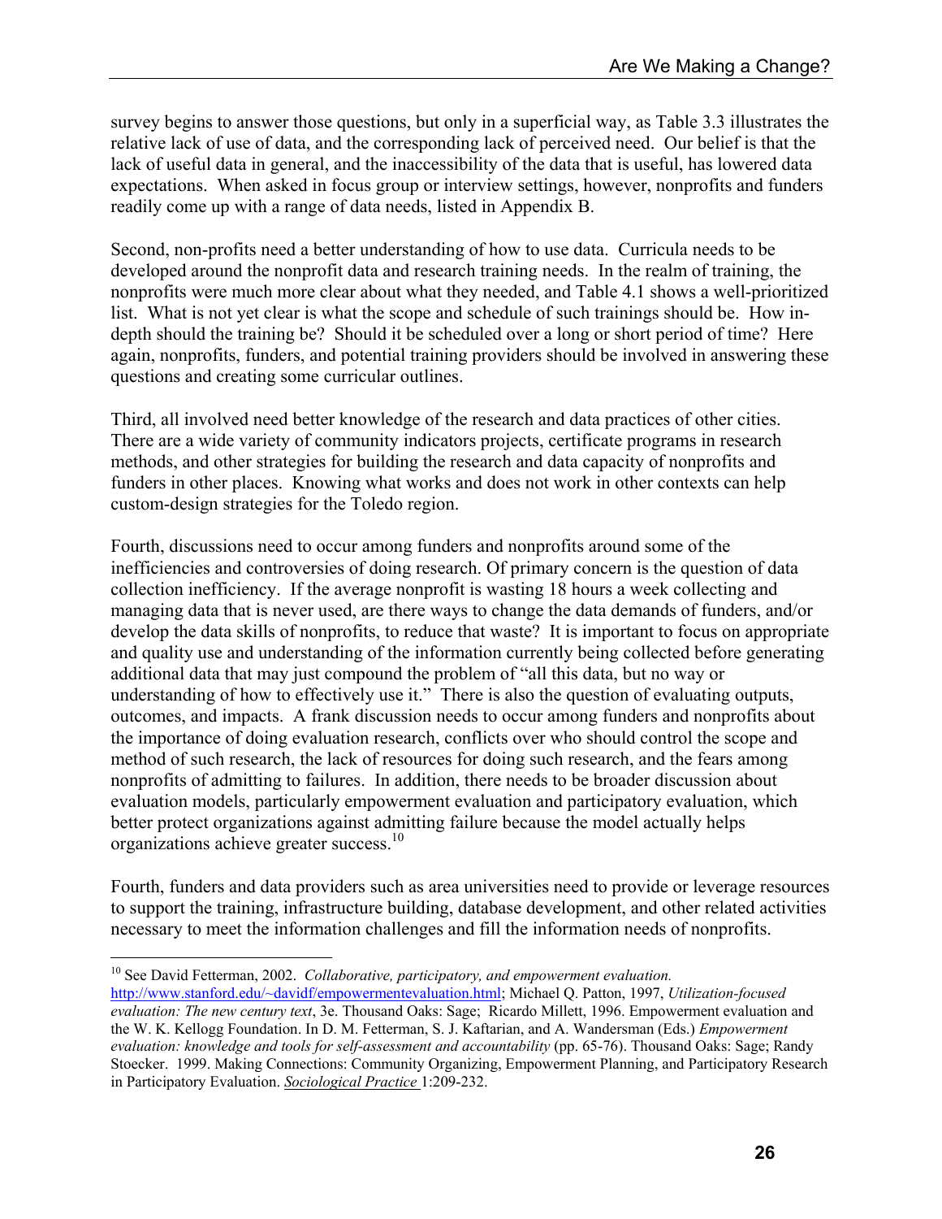survey begins to answer those questions, but only in a superficial way, as Table 3.3 illustrates the relative lack of use of data, and the corresponding lack of perceived need. Our belief is that the lack of useful data in general, and the inaccessibility of the data that is useful, has lowered data expectations. When asked in focus group or interview settings, however, nonprofits and funders readily come up with a range of data needs, listed in Appendix B.

Second, non-profits need a better understanding of how to use data. Curricula needs to be developed around the nonprofit data and research training needs. In the realm of training, the nonprofits were much more clear about what they needed, and Table 4.1 shows a well-prioritized list. What is not yet clear is what the scope and schedule of such trainings should be. How in-depth should the training be? Should it be scheduled over a long or short period of time? Here again, nonprofits, funders, and potential training providers should be involved in answering these questions and creating some curricular outlines.

Third, all involved need better knowledge of the research and data practices of other cities. There are a wide variety of community indicators projects, certificate programs in research methods, and other strategies for building the research and data capacity of nonprofits and funders in other places. Knowing what works and does not work in other contexts can help custom-design strategies for the Toledo region.

Fourth, discussions need to occur among funders and nonprofits around some of the inefficiencies and controversies of doing research. Of primary concern is the question of data collection inefficiency. If the average nonprofit is wasting 18 hours a week collecting and managing data that is never used, are there ways to change the data demands of funders, and/or develop the data skills of nonprofits, to reduce that waste? It is important to focus on appropriate and quality use and understanding of the information currently being collected before generating additional data that may just compound the problem of "all this data, but no way or understanding of how to effectively use it." There is also the question of evaluating outputs, outcomes, and impacts. A frank discussion needs to occur among funders and nonprofits about the importance of doing evaluation research, conflicts over who should control the scope and method of such research, the lack of resources for doing such research, and the fears among nonprofits of admitting to failures. In addition, there needs to be broader discussion about evaluation models, particularly empowerment evaluation and participatory evaluation, which better protect organizations against admitting failure because the model actually helps organizations achieve greater success.[10]

Fourth, funders and data providers such as area universities need to provide or leverage resources to support the training, infrastructure building, database development, and other related activities necessary to meet the information challenges and fill the information needs of nonprofits.

---

[10] See David Fetterman, 2002. *Collaborative, participatory, and empowerment evaluation.* http://www.stanford.edu/~davidf/empowermentevaluation.html; Michael Q. Patton, 1997, *Utilization-focused evaluation: The new century text*, 3e. Thousand Oaks: Sage; Ricardo Millett, 1996. Empowerment evaluation and the W. K. Kellogg Foundation. In D. M. Fetterman, S. J. Kaftarian, and A. Wandersman (Eds.) *Empowerment evaluation: knowledge and tools for self-assessment and accountability* (pp. 65-76). Thousand Oaks: Sage; Randy Stoecker. 1999. Making Connections: Community Organizing, Empowerment Planning, and Participatory Research in Participatory Evaluation. *Sociological Practice* 1:209-232.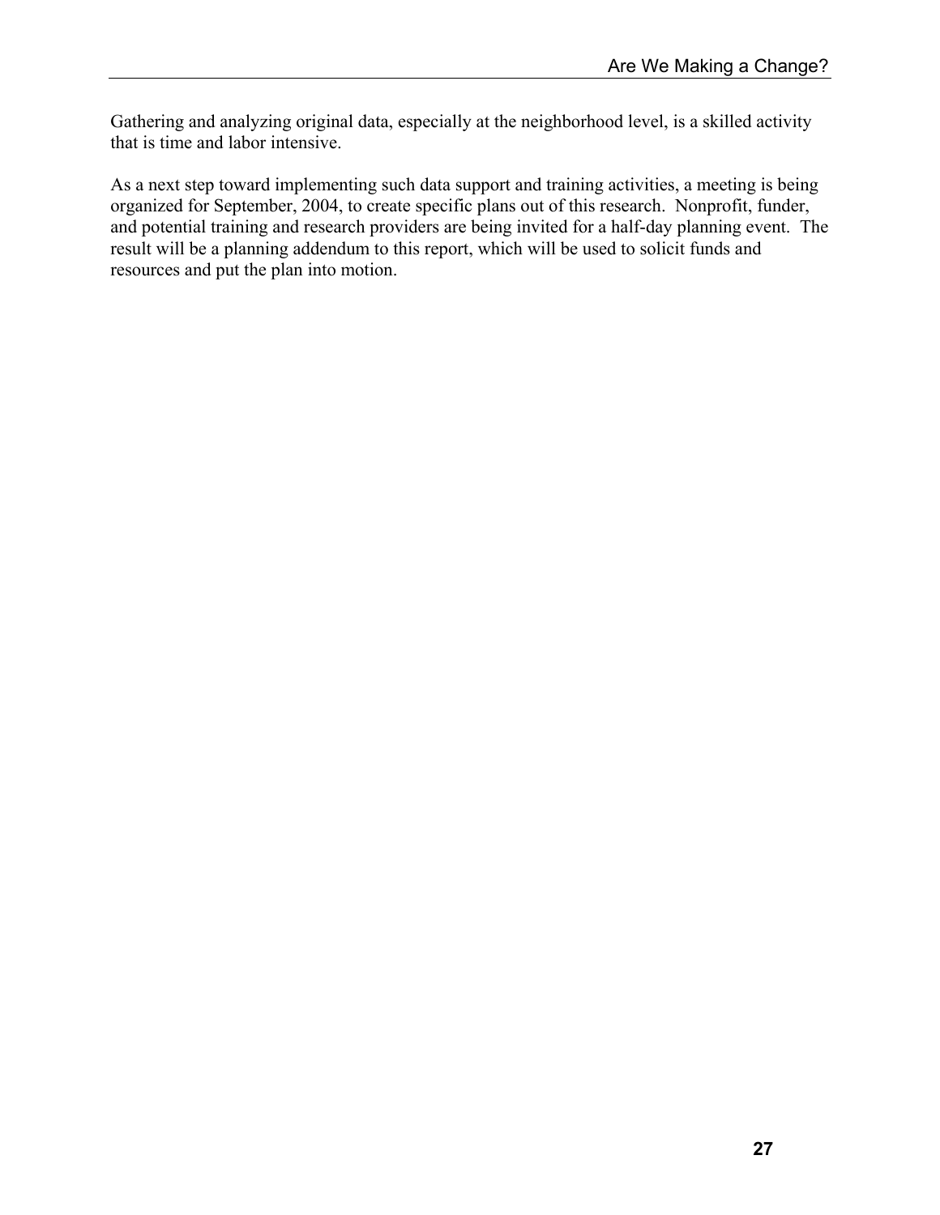Gathering and analyzing original data, especially at the neighborhood level, is a skilled activity that is time and labor intensive.

As a next step toward implementing such data support and training activities, a meeting is being organized for September, 2004, to create specific plans out of this research. Nonprofit, funder, and potential training and research providers are being invited for a half-day planning event. The result will be a planning addendum to this report, which will be used to solicit funds and resources and put the plan into motion.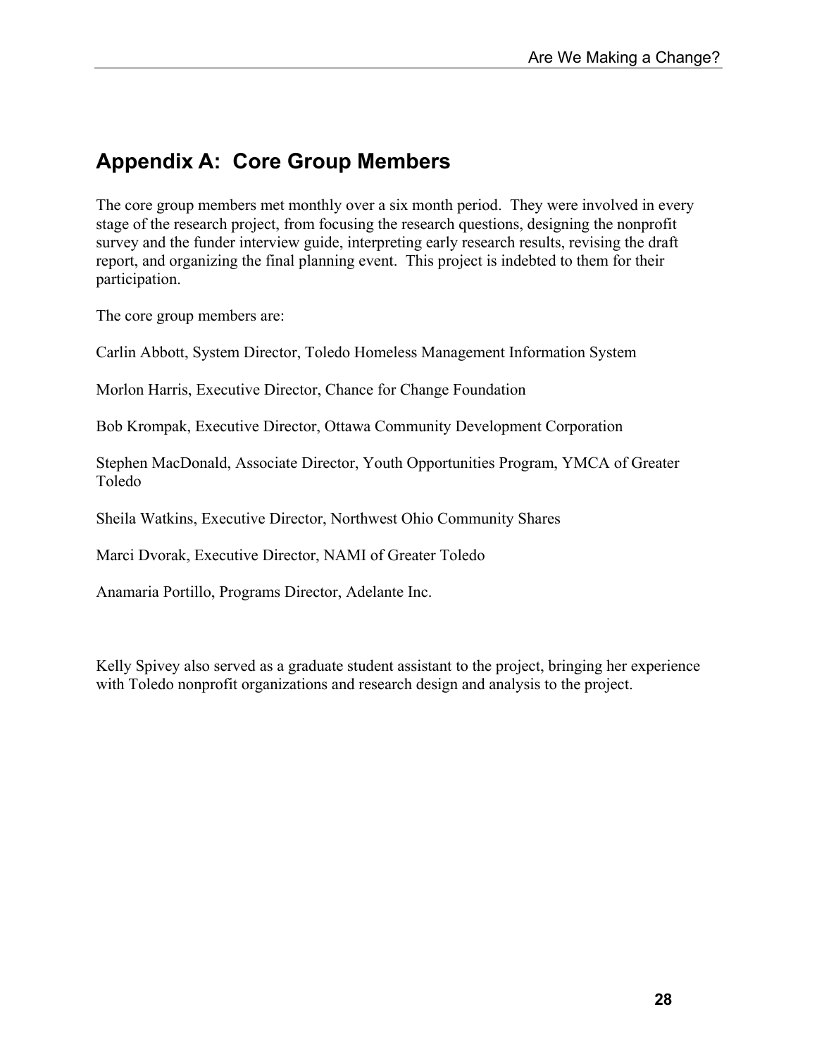## Appendix A: Core Group Members

The core group members met monthly over a six month period. They were involved in every stage of the research project, from focusing the research questions, designing the nonprofit survey and the funder interview guide, interpreting early research results, revising the draft report, and organizing the final planning event. This project is indebted to them for their participation.

The core group members are:

Carlin Abbott, System Director, Toledo Homeless Management Information System

Morlon Harris, Executive Director, Chance for Change Foundation

Bob Krompak, Executive Director, Ottawa Community Development Corporation

Stephen MacDonald, Associate Director, Youth Opportunities Program, YMCA of Greater Toledo

Sheila Watkins, Executive Director, Northwest Ohio Community Shares

Marci Dvorak, Executive Director, NAMI of Greater Toledo

Anamaria Portillo, Programs Director, Adelante Inc.

Kelly Spivey also served as a graduate student assistant to the project, bringing her experience with Toledo nonprofit organizations and research design and analysis to the project.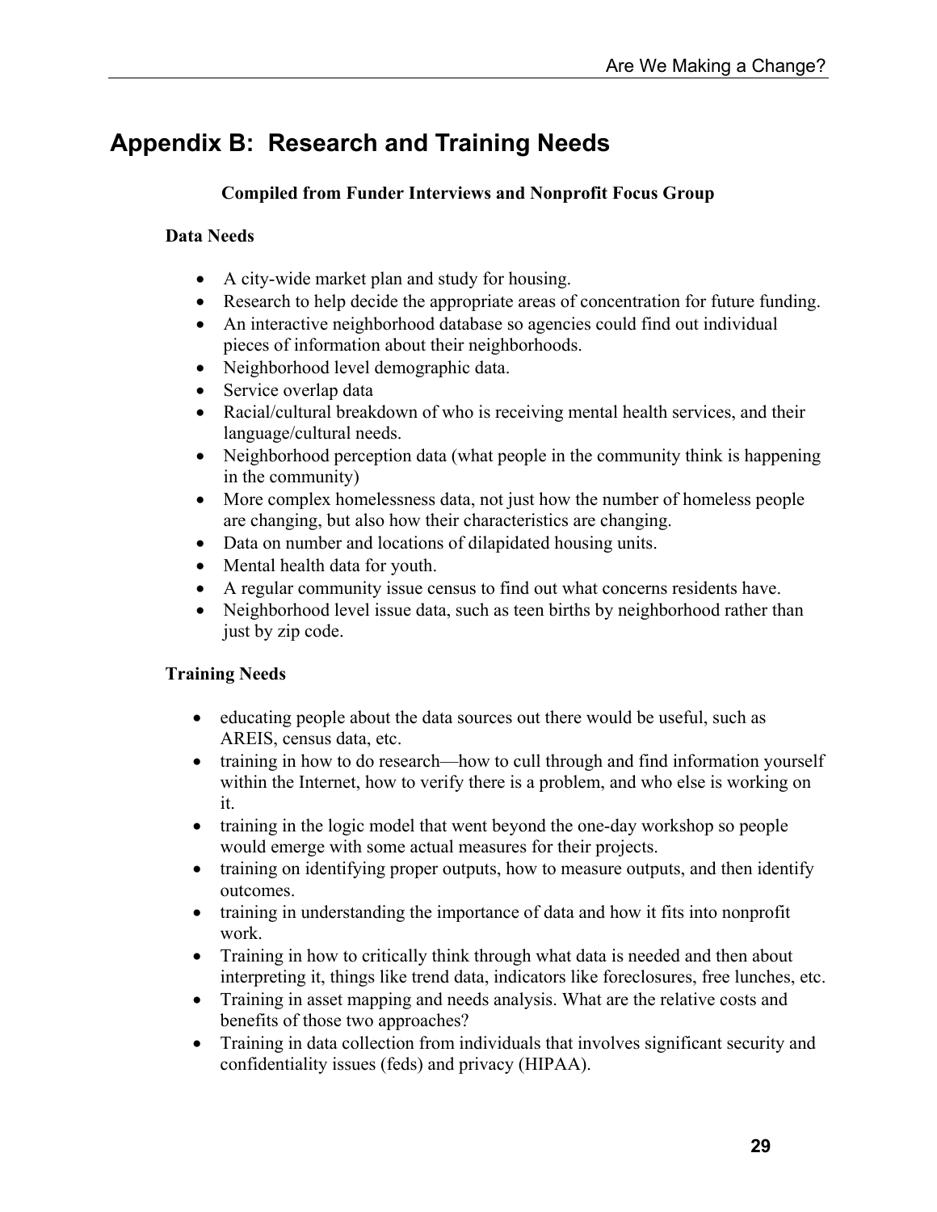# Appendix B: Research and Training Needs

**Compiled from Funder Interviews and Nonprofit Focus Group**

**Data Needs**

- A city-wide market plan and study for housing.
- Research to help decide the appropriate areas of concentration for future funding.
- An interactive neighborhood database so agencies could find out individual pieces of information about their neighborhoods.
- Neighborhood level demographic data.
- Service overlap data
- Racial/cultural breakdown of who is receiving mental health services, and their language/cultural needs.
- Neighborhood perception data (what people in the community think is happening in the community)
- More complex homelessness data, not just how the number of homeless people are changing, but also how their characteristics are changing.
- Data on number and locations of dilapidated housing units.
- Mental health data for youth.
- A regular community issue census to find out what concerns residents have.
- Neighborhood level issue data, such as teen births by neighborhood rather than just by zip code.

**Training Needs**

- educating people about the data sources out there would be useful, such as AREIS, census data, etc.
- training in how to do research—how to cull through and find information yourself within the Internet, how to verify there is a problem, and who else is working on it.
- training in the logic model that went beyond the one-day workshop so people would emerge with some actual measures for their projects.
- training on identifying proper outputs, how to measure outputs, and then identify outcomes.
- training in understanding the importance of data and how it fits into nonprofit work.
- Training in how to critically think through what data is needed and then about interpreting it, things like trend data, indicators like foreclosures, free lunches, etc.
- Training in asset mapping and needs analysis. What are the relative costs and benefits of those two approaches?
- Training in data collection from individuals that involves significant security and confidentiality issues (feds) and privacy (HIPAA).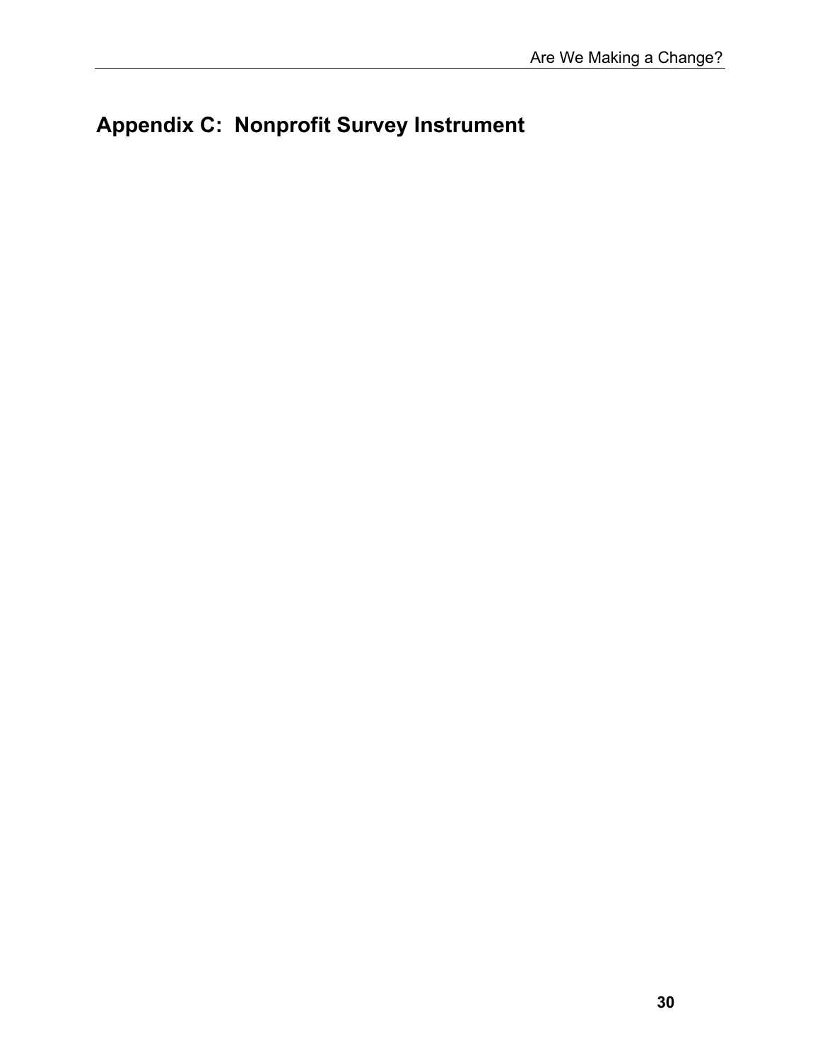# Appendix C: Nonprofit Survey Instrument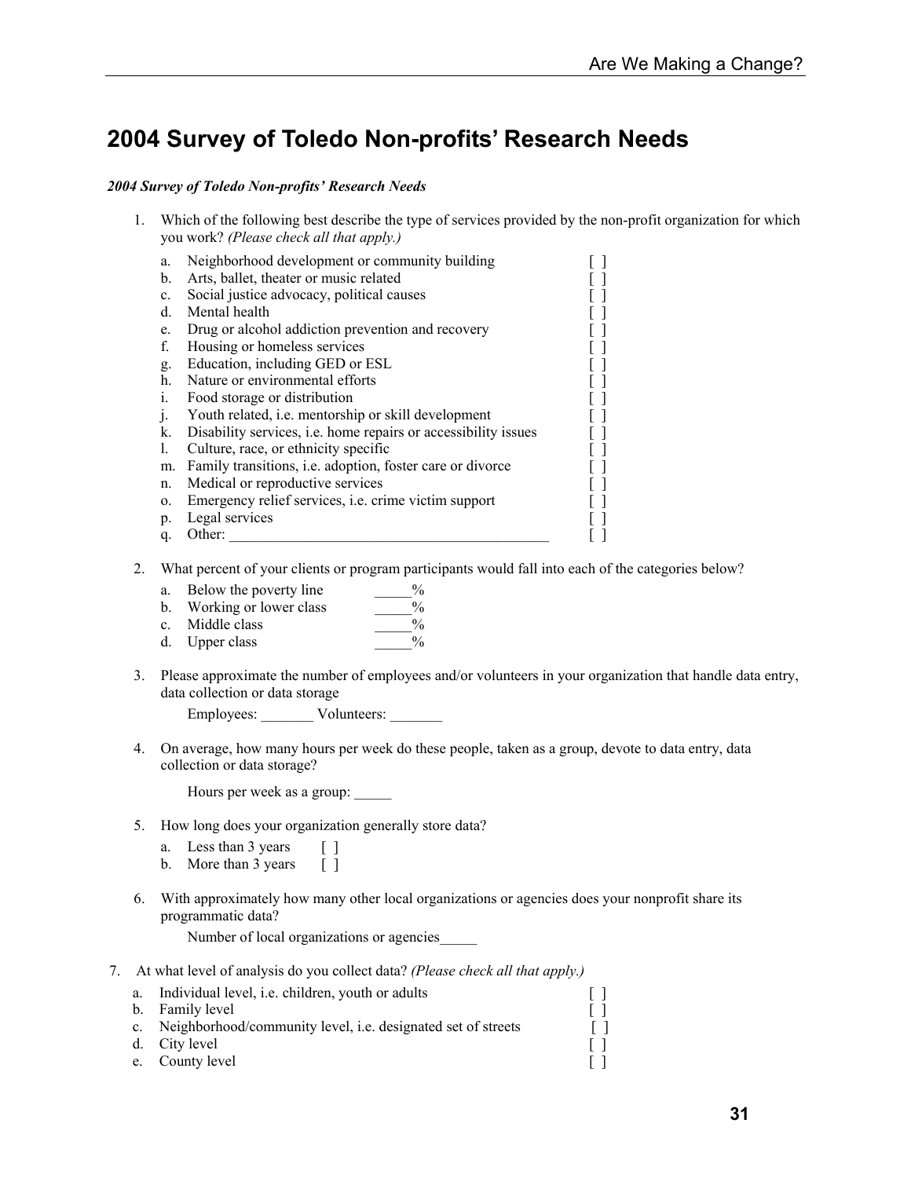# 2004 Survey of Toledo Non-profits' Research Needs

***2004 Survey of Toledo Non-profits' Research Needs***

1. Which of the following best describe the type of services provided by the non-profit organization for which you work? *(Please check all that apply.)*

   a. Neighborhood development or community building [ ]
   b. Arts, ballet, theater or music related [ ]
   c. Social justice advocacy, political causes [ ]
   d. Mental health [ ]
   e. Drug or alcohol addiction prevention and recovery [ ]
   f. Housing or homeless services [ ]
   g. Education, including GED or ESL [ ]
   h. Nature or environmental efforts [ ]
   i. Food storage or distribution [ ]
   j. Youth related, i.e. mentorship or skill development [ ]
   k. Disability services, i.e. home repairs or accessibility issues [ ]
   l. Culture, race, or ethnicity specific [ ]
   m. Family transitions, i.e. adoption, foster care or divorce [ ]
   n. Medical or reproductive services [ ]
   o. Emergency relief services, i.e. crime victim support [ ]
   p. Legal services [ ]
   q. Other: ____________________________________________ [ ]

2. What percent of your clients or program participants would fall into each of the categories below?

   a. Below the poverty line _____%
   b. Working or lower class _____%
   c. Middle class _____%
   d. Upper class _____%

3. Please approximate the number of employees and/or volunteers in your organization that handle data entry, data collection or data storage

   Employees: _______ Volunteers: _______

4. On average, how many hours per week do these people, taken as a group, devote to data entry, data collection or data storage?

   Hours per week as a group: _____

5. How long does your organization generally store data?

   a. Less than 3 years [ ]
   b. More than 3 years [ ]

6. With approximately how many other local organizations or agencies does your nonprofit share its programmatic data?

   Number of local organizations or agencies_____

7. At what level of analysis do you collect data? *(Please check all that apply.)*

   a. Individual level, i.e. children, youth or adults [ ]
   b. Family level [ ]
   c. Neighborhood/community level, i.e. designated set of streets [ ]
   d. City level [ ]
   e. County level [ ]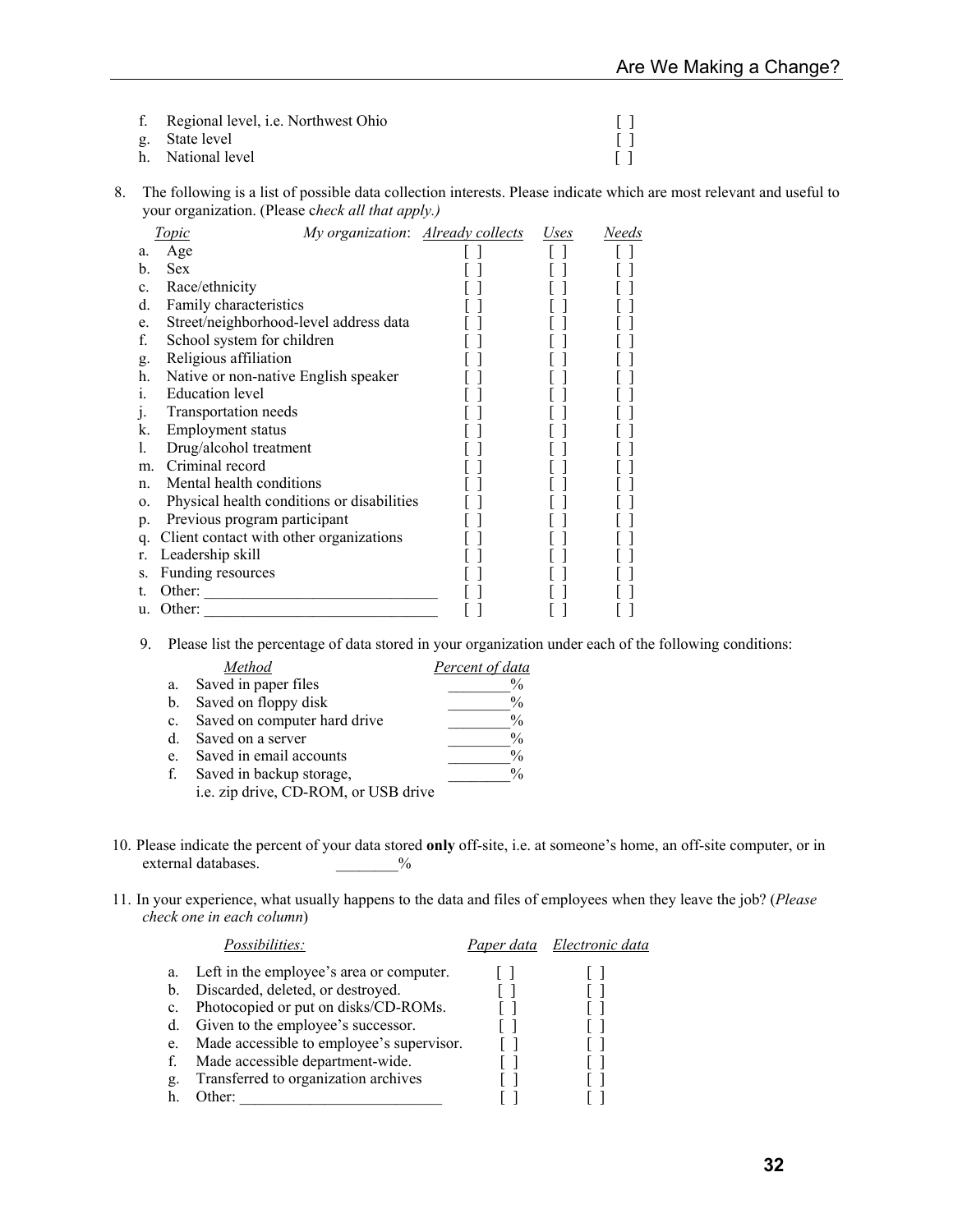f. Regional level, i.e. Northwest Ohio [ ]
g. State level [ ]
h. National level [ ]

8. The following is a list of possible data collection interests. Please indicate which are most relevant and useful to your organization. (Please c*heck all that apply.)*

| *Topic* | *My organization*: *Already collects* | *Uses* | *Needs* |
|---|---|---|---|
| a. Age | [ ] | [ ] | [ ] |
| b. Sex | [ ] | [ ] | [ ] |
| c. Race/ethnicity | [ ] | [ ] | [ ] |
| d. Family characteristics | [ ] | [ ] | [ ] |
| e. Street/neighborhood-level address data | [ ] | [ ] | [ ] |
| f. School system for children | [ ] | [ ] | [ ] |
| g. Religious affiliation | [ ] | [ ] | [ ] |
| h. Native or non-native English speaker | [ ] | [ ] | [ ] |
| i. Education level | [ ] | [ ] | [ ] |
| j. Transportation needs | [ ] | [ ] | [ ] |
| k. Employment status | [ ] | [ ] | [ ] |
| l. Drug/alcohol treatment | [ ] | [ ] | [ ] |
| m. Criminal record | [ ] | [ ] | [ ] |
| n. Mental health conditions | [ ] | [ ] | [ ] |
| o. Physical health conditions or disabilities | [ ] | [ ] | [ ] |
| p. Previous program participant | [ ] | [ ] | [ ] |
| q. Client contact with other organizations | [ ] | [ ] | [ ] |
| r. Leadership skill | [ ] | [ ] | [ ] |
| s. Funding resources | [ ] | [ ] | [ ] |
| t. Other: ______________________________ | [ ] | [ ] | [ ] |
| u. Other: ______________________________ | [ ] | [ ] | [ ] |

9. Please list the percentage of data stored in your organization under each of the following conditions:

| *Method* | *Percent of data* |
|---|---|
| a. Saved in paper files | ________% |
| b. Saved on floppy disk | ________% |
| c. Saved on computer hard drive | ________% |
| d. Saved on a server | ________% |
| e. Saved in email accounts | ________% |
| f. Saved in backup storage, i.e. zip drive, CD-ROM, or USB drive | ________% |

10. Please indicate the percent of your data stored **only** off-site, i.e. at someone's home, an off-site computer, or in external databases. ________%

11. In your experience, what usually happens to the data and files of employees when they leave the job? (*Please check one in each column*)

| *Possibilities:* | *Paper data* | *Electronic data* |
|---|---|---|
| a. Left in the employee's area or computer. | [ ] | [ ] |
| b. Discarded, deleted, or destroyed. | [ ] | [ ] |
| c. Photocopied or put on disks/CD-ROMs. | [ ] | [ ] |
| d. Given to the employee's successor. | [ ] | [ ] |
| e. Made accessible to employee's supervisor. | [ ] | [ ] |
| f. Made accessible department-wide. | [ ] | [ ] |
| g. Transferred to organization archives | [ ] | [ ] |
| h. Other: __________________________ | [ ] | [ ] |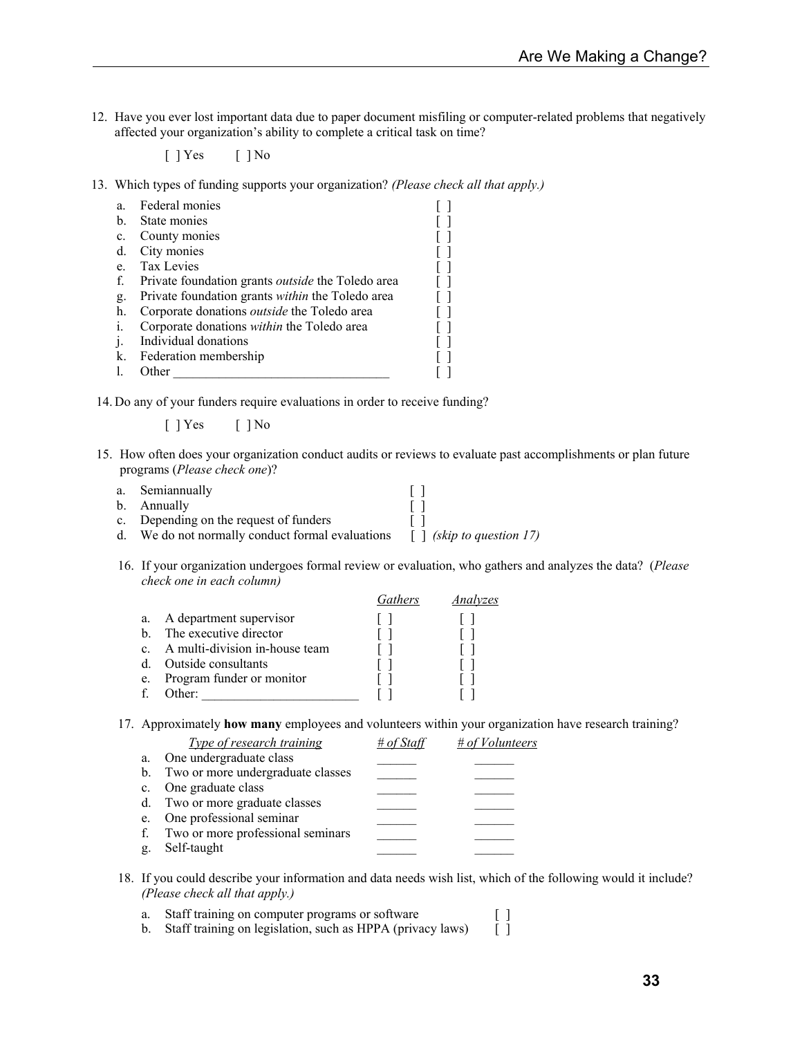12. Have you ever lost important data due to paper document misfiling or computer-related problems that negatively affected your organization's ability to complete a critical task on time?

    [ ] Yes     [ ] No

13. Which types of funding supports your organization? *(Please check all that apply.)*

    a. Federal monies [ ]
    b. State monies [ ]
    c. County monies [ ]
    d. City monies [ ]
    e. Tax Levies [ ]
    f. Private foundation grants *outside* the Toledo area [ ]
    g. Private foundation grants *within* the Toledo area [ ]
    h. Corporate donations *outside* the Toledo area [ ]
    i. Corporate donations *within* the Toledo area [ ]
    j. Individual donations [ ]
    k. Federation membership [ ]
    l. Other ________________________________ [ ]

14. Do any of your funders require evaluations in order to receive funding?

    [ ] Yes     [ ] No

15. How often does your organization conduct audits or reviews to evaluate past accomplishments or plan future programs (*Please check one*)?

    a. Semiannually [ ]
    b. Annually [ ]
    c. Depending on the request of funders [ ]
    d. We do not normally conduct formal evaluations [ ] *(skip to question 17)*

16. If your organization undergoes formal review or evaluation, who gathers and analyzes the data? (*Please check one in each column)*

| | *Gathers* | *Analyzes* |
|---|---|---|
| a. A department supervisor | [ ] | [ ] |
| b. The executive director | [ ] | [ ] |
| c. A multi-division in-house team | [ ] | [ ] |
| d. Outside consultants | [ ] | [ ] |
| e. Program funder or monitor | [ ] | [ ] |
| f. Other: _______________________ | [ ] | [ ] |

17. Approximately **how many** employees and volunteers within your organization have research training?

| *Type of research training* | *# of Staff* | *# of Volunteers* |
|---|---|---|
| a. One undergraduate class | ______ | ______ |
| b. Two or more undergraduate classes | ______ | ______ |
| c. One graduate class | ______ | ______ |
| d. Two or more graduate classes | ______ | ______ |
| e. One professional seminar | ______ | ______ |
| f. Two or more professional seminars | ______ | ______ |
| g. Self-taught | ______ | ______ |

18. If you could describe your information and data needs wish list, which of the following would it include? *(Please check all that apply.)*

    a. Staff training on computer programs or software [ ]
    b. Staff training on legislation, such as HPPA (privacy laws) [ ]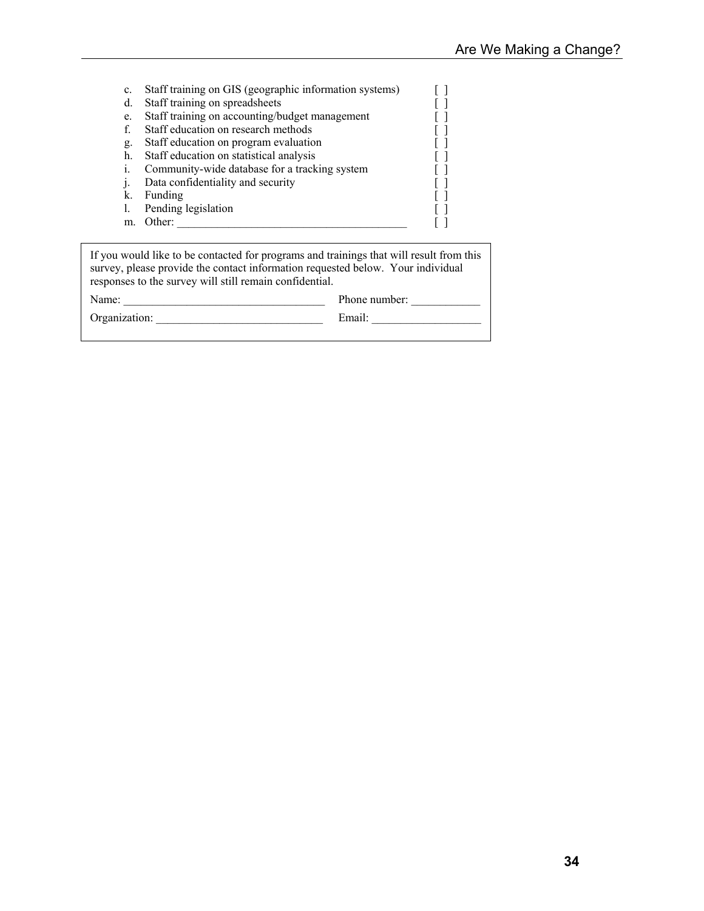c. Staff training on GIS (geographic information systems) [ ]
d. Staff training on spreadsheets [ ]
e. Staff training on accounting/budget management [ ]
f. Staff education on research methods [ ]
g. Staff education on program evaluation [ ]
h. Staff education on statistical analysis [ ]
i. Community-wide database for a tracking system [ ]
j. Data confidentiality and security [ ]
k. Funding [ ]
l. Pending legislation [ ]
m. Other: ________________________________________ [ ]

If you would like to be contacted for programs and trainings that will result from this survey, please provide the contact information requested below. Your individual responses to the survey will still remain confidential.

Name: ___________________________________ Phone number: ____________

Organization: _____________________________ Email: ___________________